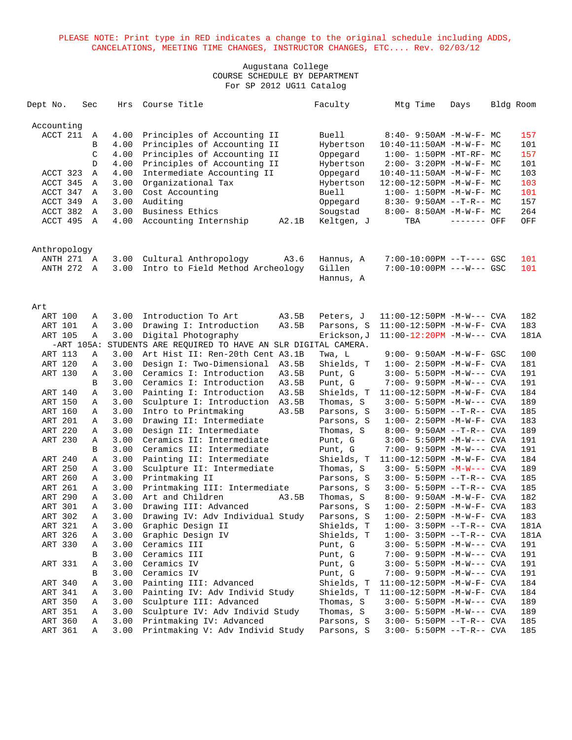PLEASE NOTE: Print type in RED indicates a change to the original schedule including ADDS, CANCELATIONS, MEETING TIME CHANGES, INSTRUCTOR CHANGES, ETC.... Rev. 02/03/12

Augustana College
COURSE SCHEDULE BY DEPARTMENT
For SP 2012 UG11 Catalog

| Dept No. | Sec | Hrs | Course Title | | Faculty | Mtg Time | Days | Bldg | Room |
|---|---|---|---|---|---|---|---|---|---|
| **Accounting** | | | | | | | | | |
| ACCT 211 | A | 4.00 | Principles of Accounting II | | Buell | 8:40- 9:50AM | -M-W-F- | MC | 157 |
| | B | 4.00 | Principles of Accounting II | | Hybertson | 10:40-11:50AM | -M-W-F- | MC | 101 |
| | C | 4.00 | Principles of Accounting II | | Oppegard | 1:00- 1:50PM | -MT-RF- | MC | 157 |
| | D | 4.00 | Principles of Accounting II | | Hybertson | 2:00- 3:20PM | -M-W-F- | MC | 101 |
| ACCT 323 | A | 4.00 | Intermediate Accounting II | | Oppegard | 10:40-11:50AM | -M-W-F- | MC | 103 |
| ACCT 345 | A | 3.00 | Organizational Tax | | Hybertson | 12:00-12:50PM | -M-W-F- | MC | 103 |
| ACCT 347 | A | 3.00 | Cost Accounting | | Buell | 1:00- 1:50PM | -M-W-F- | MC | 101 |
| ACCT 349 | A | 3.00 | Auditing | | Oppegard | 8:30- 9:50AM | --T-R-- | MC | 157 |
| ACCT 382 | A | 3.00 | Business Ethics | | Sougstad | 8:00- 8:50AM | -M-W-F- | MC | 264 |
| ACCT 495 | A | 4.00 | Accounting Internship | A2.1B | Keltgen, J | TBA | ------- | OFF | OFF |
| **Anthropology** | | | | | | | | | |
| ANTH 271 | A | 3.00 | Cultural Anthropology | A3.6 | Hannus, A | 7:00-10:00PM | --T---- | GSC | 101 |
| ANTH 272 | A | 3.00 | Intro to Field Method Archeology | | Gillen<br>Hannus, A | 7:00-10:00PM | ---W--- | GSC | 101 |
| **Art** | | | | | | | | | |
| ART 100 | A | 3.00 | Introduction To Art | A3.5B | Peters, J | 11:00-12:50PM | -M-W--- | CVA | 182 |
| ART 101 | A | 3.00 | Drawing I: Introduction | A3.5B | Parsons, S | 11:00-12:50PM | -M-W-F- | CVA | 183 |
| ART 105 | A | 3.00 | Digital Photography | | Erickson,J | 11:00-12:20PM | -M-W--- | CVA | 181A |
| -ART 105A: STUDENTS ARE REQUIRED TO HAVE AN SLR DIGITAL CAMERA. | | | | | | | | | |
| ART 113 | A | 3.00 | Art Hist II: Ren-20th Cent | A3.1B | Twa, L | 9:00- 9:50AM | -M-W-F- | GSC | 100 |
| ART 120 | A | 3.00 | Design I: Two-Dimensional | A3.5B | Shields, T | 1:00- 2:50PM | -M-W-F- | CVA | 181 |
| ART 130 | A | 3.00 | Ceramics I: Introduction | A3.5B | Punt, G | 3:00- 5:50PM | -M-W--- | CVA | 191 |
| | B | 3.00 | Ceramics I: Introduction | A3.5B | Punt, G | 7:00- 9:50PM | -M-W--- | CVA | 191 |
| ART 140 | A | 3.00 | Painting I: Introduction | A3.5B | Shields, T | 11:00-12:50PM | -M-W-F- | CVA | 184 |
| ART 150 | A | 3.00 | Sculpture I: Introduction | A3.5B | Thomas, S | 3:00- 5:50PM | -M-W--- | CVA | 189 |
| ART 160 | A | 3.00 | Intro to Printmaking | A3.5B | Parsons, S | 3:00- 5:50PM | --T-R-- | CVA | 185 |
| ART 201 | A | 3.00 | Drawing II: Intermediate | | Parsons, S | 1:00- 2:50PM | -M-W-F- | CVA | 183 |
| ART 220 | A | 3.00 | Design II: Intermediate | | Thomas, S | 8:00- 9:50AM | --T-R-- | CVA | 189 |
| ART 230 | A | 3.00 | Ceramics II: Intermediate | | Punt, G | 3:00- 5:50PM | -M-W--- | CVA | 191 |
| | B | 3.00 | Ceramics II: Intermediate | | Punt, G | 7:00- 9:50PM | -M-W--- | CVA | 191 |
| ART 240 | A | 3.00 | Painting II: Intermediate | | Shields, T | 11:00-12:50PM | -M-W-F- | CVA | 184 |
| ART 250 | A | 3.00 | Sculpture II: Intermediate | | Thomas, S | 3:00- 5:50PM | -M-W--- | CVA | 189 |
| ART 260 | A | 3.00 | Printmaking II | | Parsons, S | 3:00- 5:50PM | --T-R-- | CVA | 185 |
| ART 261 | A | 3.00 | Printmaking III: Intermediate | | Parsons, S | 3:00- 5:50PM | --T-R-- | CVA | 185 |
| ART 290 | A | 3.00 | Art and Children | A3.5B | Thomas, S | 8:00- 9:50AM | -M-W-F- | CVA | 182 |
| ART 301 | A | 3.00 | Drawing III: Advanced | | Parsons, S | 1:00- 2:50PM | -M-W-F- | CVA | 183 |
| ART 302 | A | 3.00 | Drawing IV: Adv Individual Study | | Parsons, S | 1:00- 2:50PM | -M-W-F- | CVA | 183 |
| ART 321 | A | 3.00 | Graphic Design II | | Shields, T | 1:00- 3:50PM | --T-R-- | CVA | 181A |
| ART 326 | A | 3.00 | Graphic Design IV | | Shields, T | 1:00- 3:50PM | --T-R-- | CVA | 181A |
| ART 330 | A | 3.00 | Ceramics III | | Punt, G | 3:00- 5:50PM | -M-W--- | CVA | 191 |
| | B | 3.00 | Ceramics III | | Punt, G | 7:00- 9:50PM | -M-W--- | CVA | 191 |
| ART 331 | A | 3.00 | Ceramics IV | | Punt, G | 3:00- 5:50PM | -M-W--- | CVA | 191 |
| | B | 3.00 | Ceramics IV | | Punt, G | 7:00- 9:50PM | -M-W--- | CVA | 191 |
| ART 340 | A | 3.00 | Painting III: Advanced | | Shields, T | 11:00-12:50PM | -M-W-F- | CVA | 184 |
| ART 341 | A | 3.00 | Painting IV: Adv Individ Study | | Shields, T | 11:00-12:50PM | -M-W-F- | CVA | 184 |
| ART 350 | A | 3.00 | Sculpture III: Advanced | | Thomas, S | 3:00- 5:50PM | -M-W--- | CVA | 189 |
| ART 351 | A | 3.00 | Sculpture IV: Adv Individ Study | | Thomas, S | 3:00- 5:50PM | -M-W--- | CVA | 189 |
| ART 360 | A | 3.00 | Printmaking IV: Advanced | | Parsons, S | 3:00- 5:50PM | --T-R-- | CVA | 185 |
| ART 361 | A | 3.00 | Printmaking V: Adv Individ Study | | Parsons, S | 3:00- 5:50PM | --T-R-- | CVA | 185 |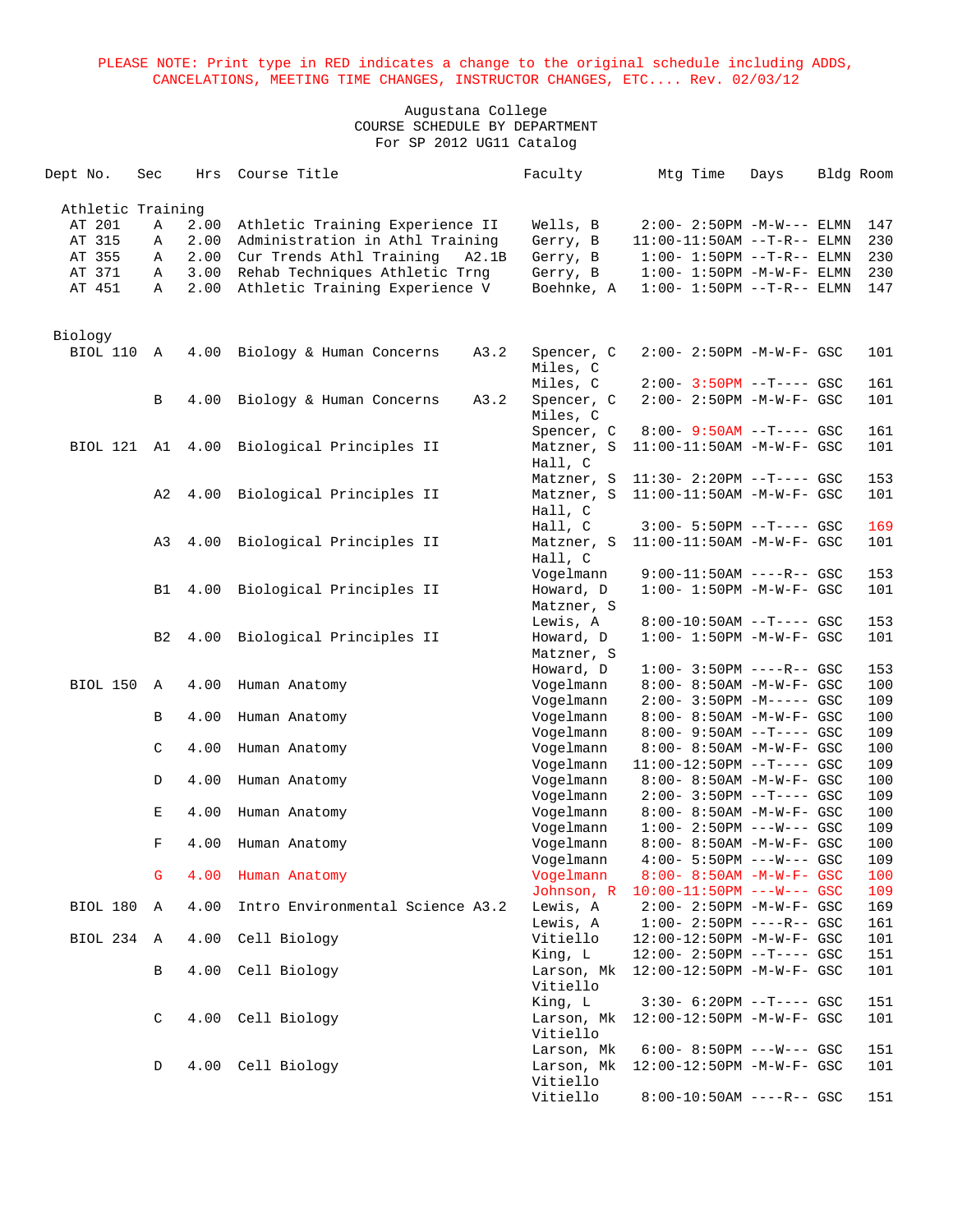PLEASE NOTE: Print type in RED indicates a change to the original schedule including ADDS, CANCELATIONS, MEETING TIME CHANGES, INSTRUCTOR CHANGES, ETC.... Rev. 02/03/12

Augustana College
COURSE SCHEDULE BY DEPARTMENT
For SP 2012 UG11 Catalog

| Dept No. | Sec | Hrs | Course Title | | Faculty | Mtg Time | Days | Bldg | Room |
|---|---|---|---|---|---|---|---|---|---|
| **Athletic Training** | | | | | | | | | |
| AT 201 | A | 2.00 | Athletic Training Experience II | | Wells, B | 2:00- 2:50PM | -M-W--- | ELMN | 147 |
| AT 315 | A | 2.00 | Administration in Athl Training | | Gerry, B | 11:00-11:50AM | --T-R-- | ELMN | 230 |
| AT 355 | A | 2.00 | Cur Trends Athl Training | A2.1B | Gerry, B | 1:00- 1:50PM | --T-R-- | ELMN | 230 |
| AT 371 | A | 3.00 | Rehab Techniques Athletic Trng | | Gerry, B | 1:00- 1:50PM | -M-W-F- | ELMN | 230 |
| AT 451 | A | 2.00 | Athletic Training Experience V | | Boehnke, A | 1:00- 1:50PM | --T-R-- | ELMN | 147 |
| **Biology** | | | | | | | | | |
| BIOL 110 | A | 4.00 | Biology & Human Concerns | A3.2 | Spencer, C | 2:00- 2:50PM | -M-W-F- | GSC | 101 |
| | | | | | Miles, C | | | | |
| | | | | | Miles, C | 2:00- 3:50PM | --T---- | GSC | 161 |
| | B | 4.00 | Biology & Human Concerns | A3.2 | Spencer, C | 2:00- 2:50PM | -M-W-F- | GSC | 101 |
| | | | | | Miles, C | | | | |
| | | | | | Spencer, C | 8:00- 9:50AM | --T---- | GSC | 161 |
| BIOL 121 | A1 | 4.00 | Biological Principles II | | Matzner, S | 11:00-11:50AM | -M-W-F- | GSC | 101 |
| | | | | | Hall, C | | | | |
| | | | | | Matzner, S | 11:30- 2:20PM | --T---- | GSC | 153 |
| | A2 | 4.00 | Biological Principles II | | Matzner, S | 11:00-11:50AM | -M-W-F- | GSC | 101 |
| | | | | | Hall, C | | | | |
| | | | | | Hall, C | 3:00- 5:50PM | --T---- | GSC | 169 |
| | A3 | 4.00 | Biological Principles II | | Matzner, S | 11:00-11:50AM | -M-W-F- | GSC | 101 |
| | | | | | Hall, C | | | | |
| | | | | | Vogelmann | 9:00-11:50AM | ----R-- | GSC | 153 |
| | B1 | 4.00 | Biological Principles II | | Howard, D | 1:00- 1:50PM | -M-W-F- | GSC | 101 |
| | | | | | Matzner, S | | | | |
| | | | | | Lewis, A | 8:00-10:50AM | --T---- | GSC | 153 |
| | B2 | 4.00 | Biological Principles II | | Howard, D | 1:00- 1:50PM | -M-W-F- | GSC | 101 |
| | | | | | Matzner, S | | | | |
| | | | | | Howard, D | 1:00- 3:50PM | ----R-- | GSC | 153 |
| BIOL 150 | A | 4.00 | Human Anatomy | | Vogelmann | 8:00- 8:50AM | -M-W-F- | GSC | 100 |
| | | | | | Vogelmann | 2:00- 3:50PM | -M----- | GSC | 109 |
| | B | 4.00 | Human Anatomy | | Vogelmann | 8:00- 8:50AM | -M-W-F- | GSC | 100 |
| | | | | | Vogelmann | 8:00- 9:50AM | --T---- | GSC | 109 |
| | C | 4.00 | Human Anatomy | | Vogelmann | 8:00- 8:50AM | -M-W-F- | GSC | 100 |
| | | | | | Vogelmann | 11:00-12:50PM | --T---- | GSC | 109 |
| | D | 4.00 | Human Anatomy | | Vogelmann | 8:00- 8:50AM | -M-W-F- | GSC | 100 |
| | | | | | Vogelmann | 2:00- 3:50PM | --T---- | GSC | 109 |
| | E | 4.00 | Human Anatomy | | Vogelmann | 8:00- 8:50AM | -M-W-F- | GSC | 100 |
| | | | | | Vogelmann | 1:00- 2:50PM | ---W--- | GSC | 109 |
| | F | 4.00 | Human Anatomy | | Vogelmann | 8:00- 8:50AM | -M-W-F- | GSC | 100 |
| | | | | | Vogelmann | 4:00- 5:50PM | ---W--- | GSC | 109 |
| | G | 4.00 | Human Anatomy | | Vogelmann | 8:00- 8:50AM | -M-W-F- | GSC | 100 |
| | | | | | Johnson, R | 10:00-11:50PM | ---W--- | GSC | 109 |
| BIOL 180 | A | 4.00 | Intro Environmental Science | A3.2 | Lewis, A | 2:00- 2:50PM | -M-W-F- | GSC | 169 |
| | | | | | Lewis, A | 1:00- 2:50PM | ----R-- | GSC | 161 |
| BIOL 234 | A | 4.00 | Cell Biology | | Vitiello | 12:00-12:50PM | -M-W-F- | GSC | 101 |
| | | | | | King, L | 12:00- 2:50PM | --T---- | GSC | 151 |
| | B | 4.00 | Cell Biology | | Larson, Mk | 12:00-12:50PM | -M-W-F- | GSC | 101 |
| | | | | | Vitiello | | | | |
| | | | | | King, L | 3:30- 6:20PM | --T---- | GSC | 151 |
| | C | 4.00 | Cell Biology | | Larson, Mk | 12:00-12:50PM | -M-W-F- | GSC | 101 |
| | | | | | Vitiello | | | | |
| | | | | | Larson, Mk | 6:00- 8:50PM | ---W--- | GSC | 151 |
| | D | 4.00 | Cell Biology | | Larson, Mk | 12:00-12:50PM | -M-W-F- | GSC | 101 |
| | | | | | Vitiello | | | | |
| | | | | | Vitiello | 8:00-10:50AM | ----R-- | GSC | 151 |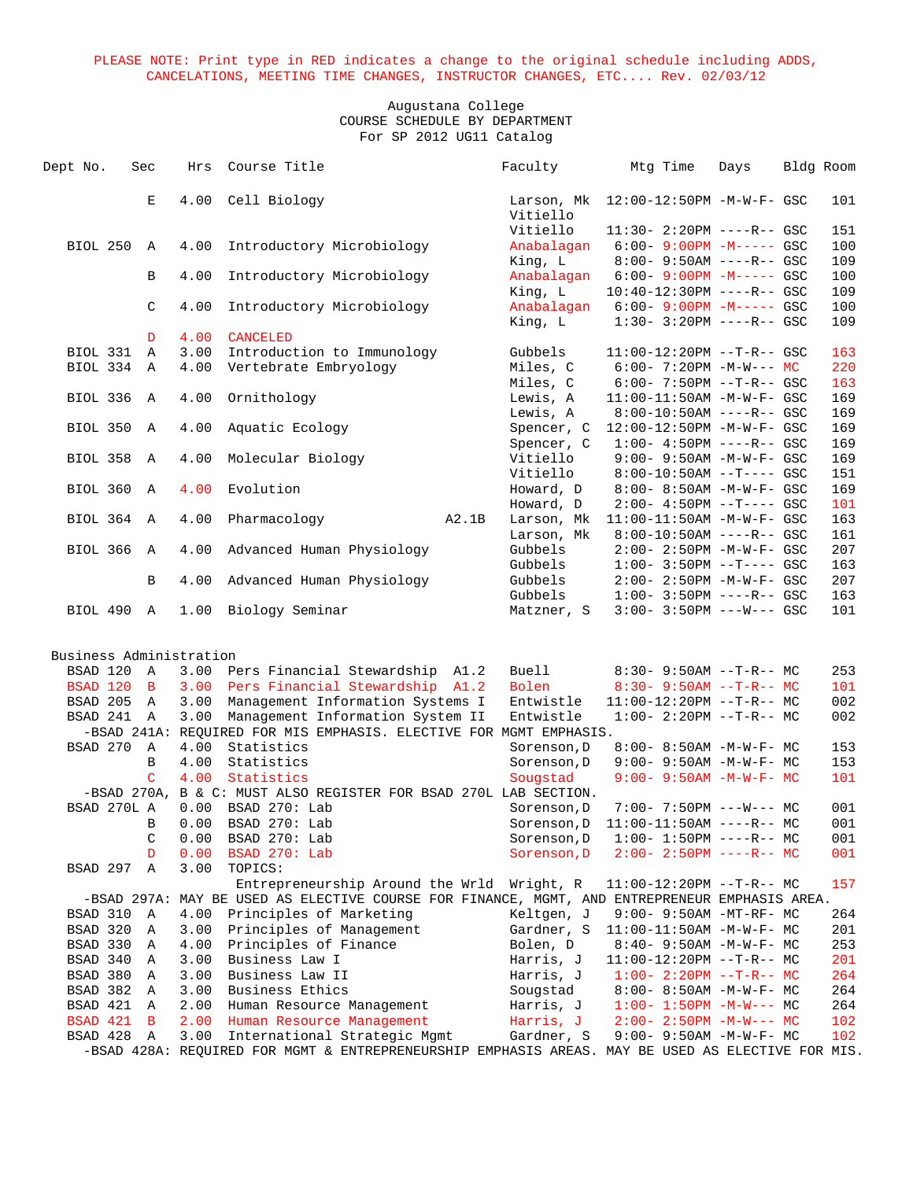PLEASE NOTE: Print type in RED indicates a change to the original schedule including ADDS, CANCELATIONS, MEETING TIME CHANGES, INSTRUCTOR CHANGES, ETC.... Rev. 02/03/12

Augustana College
COURSE SCHEDULE BY DEPARTMENT
For SP 2012 UG11 Catalog

| Dept No. | Sec | Hrs | Course Title | | Faculty | Mtg Time | Days | Bldg | Room |
|---|---|---|---|---|---|---|---|---|---|
| | E | 4.00 | Cell Biology | | Larson, Mk | 12:00-12:50PM | -M-W-F- | GSC | 101 |
| | | | | | Vitiello | | | | |
| | | | | | Vitiello | 11:30- 2:20PM | ----R-- | GSC | 151 |
| BIOL 250 | A | 4.00 | Introductory Microbiology | | Anabalagan | 6:00- 9:00PM | -M----- | GSC | 100 |
| | | | | | King, L | 8:00- 9:50AM | ----R-- | GSC | 109 |
| | B | 4.00 | Introductory Microbiology | | Anabalagan | 6:00- 9:00PM | -M----- | GSC | 100 |
| | | | | | King, L | 10:40-12:30PM | ----R-- | GSC | 109 |
| | C | 4.00 | Introductory Microbiology | | Anabalagan | 6:00- 9:00PM | -M----- | GSC | 100 |
| | | | | | King, L | 1:30- 3:20PM | ----R-- | GSC | 109 |
| | D | 4.00 | CANCELED | | | | | | |
| BIOL 331 | A | 3.00 | Introduction to Immunology | | Gubbels | 11:00-12:20PM | --T-R-- | GSC | 163 |
| BIOL 334 | A | 4.00 | Vertebrate Embryology | | Miles, C | 6:00- 7:20PM | -M-W--- | MC | 220 |
| | | | | | Miles, C | 6:00- 7:50PM | --T-R-- | GSC | 163 |
| BIOL 336 | A | 4.00 | Ornithology | | Lewis, A | 11:00-11:50AM | -M-W-F- | GSC | 169 |
| | | | | | Lewis, A | 8:00-10:50AM | ----R-- | GSC | 169 |
| BIOL 350 | A | 4.00 | Aquatic Ecology | | Spencer, C | 12:00-12:50PM | -M-W-F- | GSC | 169 |
| | | | | | Spencer, C | 1:00- 4:50PM | ----R-- | GSC | 169 |
| BIOL 358 | A | 4.00 | Molecular Biology | | Vitiello | 9:00- 9:50AM | -M-W-F- | GSC | 169 |
| | | | | | Vitiello | 8:00-10:50AM | --T---- | GSC | 151 |
| BIOL 360 | A | 4.00 | Evolution | | Howard, D | 8:00- 8:50AM | -M-W-F- | GSC | 169 |
| | | | | | Howard, D | 2:00- 4:50PM | --T---- | GSC | 101 |
| BIOL 364 | A | 4.00 | Pharmacology | A2.1B | Larson, Mk | 11:00-11:50AM | -M-W-F- | GSC | 163 |
| | | | | | Larson, Mk | 8:00-10:50AM | ----R-- | GSC | 161 |
| BIOL 366 | A | 4.00 | Advanced Human Physiology | | Gubbels | 2:00- 2:50PM | -M-W-F- | GSC | 207 |
| | | | | | Gubbels | 1:00- 3:50PM | --T---- | GSC | 163 |
| | B | 4.00 | Advanced Human Physiology | | Gubbels | 2:00- 2:50PM | -M-W-F- | GSC | 207 |
| | | | | | Gubbels | 1:00- 3:50PM | ----R-- | GSC | 163 |
| BIOL 490 | A | 1.00 | Biology Seminar | | Matzner, S | 3:00- 3:50PM | ---W--- | GSC | 101 |

## Business Administration

| Dept No. | Sec | Hrs | Course Title | | Faculty | Mtg Time | Days | Bldg | Room |
|---|---|---|---|---|---|---|---|---|---|
| BSAD 120 | A | 3.00 | Pers Financial Stewardship | A1.2 | Buell | 8:30- 9:50AM | --T-R-- | MC | 253 |
| BSAD 120 | B | 3.00 | Pers Financial Stewardship | A1.2 | Bolen | 8:30- 9:50AM | --T-R-- | MC | 101 |
| BSAD 205 | A | 3.00 | Management Information Systems I | | Entwistle | 11:00-12:20PM | --T-R-- | MC | 002 |
| BSAD 241 | A | 3.00 | Management Information System II | | Entwistle | 1:00- 2:20PM | --T-R-- | MC | 002 |
| -BSAD 241A: REQUIRED FOR MIS EMPHASIS. ELECTIVE FOR MGMT EMPHASIS. | | | | | | | | | |
| BSAD 270 | A | 4.00 | Statistics | | Sorenson,D | 8:00- 8:50AM | -M-W-F- | MC | 153 |
| | B | 4.00 | Statistics | | Sorenson,D | 9:00- 9:50AM | -M-W-F- | MC | 153 |
| | C | 4.00 | Statistics | | Sougstad | 9:00- 9:50AM | -M-W-F- | MC | 101 |
| -BSAD 270A, B & C: MUST ALSO REGISTER FOR BSAD 270L LAB SECTION. | | | | | | | | | |
| BSAD 270L | A | 0.00 | BSAD 270: Lab | | Sorenson,D | 7:00- 7:50PM | ---W--- | MC | 001 |
| | B | 0.00 | BSAD 270: Lab | | Sorenson,D | 11:00-11:50AM | ----R-- | MC | 001 |
| | C | 0.00 | BSAD 270: Lab | | Sorenson,D | 1:00- 1:50PM | ----R-- | MC | 001 |
| | D | 0.00 | BSAD 270: Lab | | Sorenson,D | 2:00- 2:50PM | ----R-- | MC | 001 |
| BSAD 297 | A | 3.00 | TOPICS: | | | | | | |
| | | | Entrepreneurship Around the Wrld | | Wright, R | 11:00-12:20PM | --T-R-- | MC | 157 |
| -BSAD 297A: MAY BE USED AS ELECTIVE COURSE FOR FINANCE, MGMT, AND ENTREPRENEUR EMPHASIS AREA. | | | | | | | | | |
| BSAD 310 | A | 4.00 | Principles of Marketing | | Keltgen, J | 9:00- 9:50AM | -MT-RF- | MC | 264 |
| BSAD 320 | A | 3.00 | Principles of Management | | Gardner, S | 11:00-11:50AM | -M-W-F- | MC | 201 |
| BSAD 330 | A | 4.00 | Principles of Finance | | Bolen, D | 8:40- 9:50AM | -M-W-F- | MC | 253 |
| BSAD 340 | A | 3.00 | Business Law I | | Harris, J | 11:00-12:20PM | --T-R-- | MC | 201 |
| BSAD 380 | A | 3.00 | Business Law II | | Harris, J | 1:00- 2:20PM | --T-R-- | MC | 264 |
| BSAD 382 | A | 3.00 | Business Ethics | | Sougstad | 8:00- 8:50AM | -M-W-F- | MC | 264 |
| BSAD 421 | A | 2.00 | Human Resource Management | | Harris, J | 1:00- 1:50PM | -M-W--- | MC | 264 |
| BSAD 421 | B | 2.00 | Human Resource Management | | Harris, J | 2:00- 2:50PM | -M-W--- | MC | 102 |
| BSAD 428 | A | 3.00 | International Strategic Mgmt | | Gardner, S | 9:00- 9:50AM | -M-W-F- | MC | 102 |
| -BSAD 428A: REQUIRED FOR MGMT & ENTREPRENEURSHIP EMPHASIS AREAS. MAY BE USED AS ELECTIVE FOR MIS. | | | | | | | | | |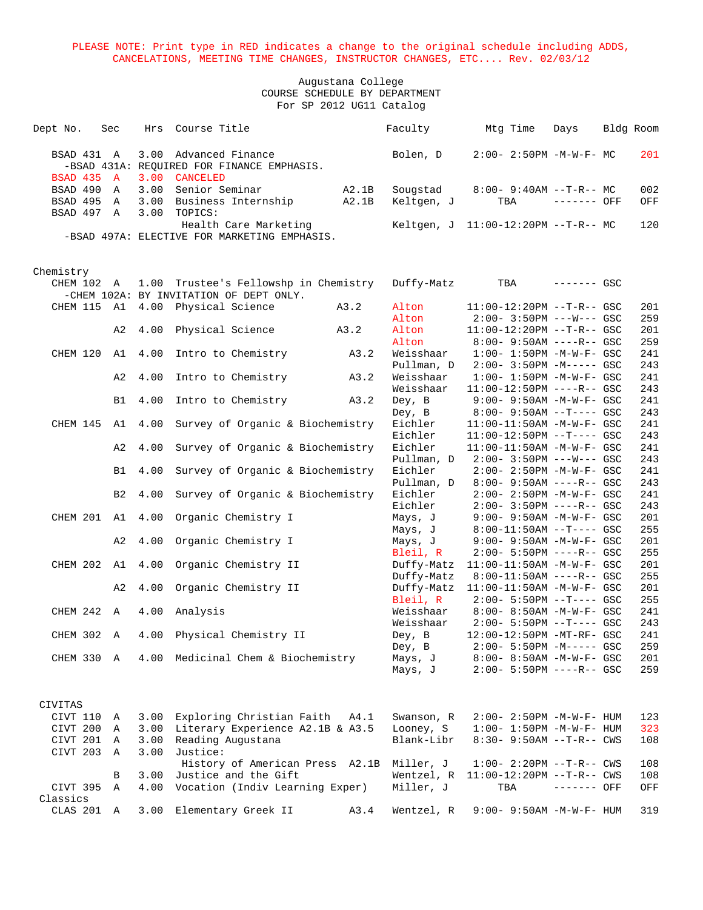PLEASE NOTE: Print type in RED indicates a change to the original schedule including ADDS, CANCELATIONS, MEETING TIME CHANGES, INSTRUCTOR CHANGES, ETC.... Rev. 02/03/12

Augustana College
COURSE SCHEDULE BY DEPARTMENT
For SP 2012 UG11 Catalog

| Dept No. | Sec | Hrs | Course Title | | Faculty | Mtg Time | Days | Bldg | Room |
|---|---|---|---|---|---|---|---|---|---|
| BSAD 431 | A | 3.00 | Advanced Finance | | Bolen, D | 2:00- 2:50PM | -M-W-F- | MC | 201 |
| -BSAD 431A: REQUIRED FOR FINANCE EMPHASIS. | | | | | | | | | |
| BSAD 435 | A | 3.00 | CANCELED | | | | | | |
| BSAD 490 | A | 3.00 | Senior Seminar | A2.1B | Sougstad | 8:00- 9:40AM | --T-R-- | MC | 002 |
| BSAD 495 | A | 3.00 | Business Internship | A2.1B | Keltgen, J | TBA | ------- | OFF | OFF |
| BSAD 497 | A | 3.00 | TOPICS: | | | | | | |
| | | | Health Care Marketing | | Keltgen, J | 11:00-12:20PM | --T-R-- | MC | 120 |
| -BSAD 497A: ELECTIVE FOR MARKETING EMPHASIS. | | | | | | | | | |
| **Chemistry** | | | | | | | | | |
| CHEM 102 | A | 1.00 | Trustee's Fellowshp in Chemistry | | Duffy-Matz | TBA | ------- | GSC | |
| -CHEM 102A: BY INVITATION OF DEPT ONLY. | | | | | | | | | |
| CHEM 115 | A1 | 4.00 | Physical Science | A3.2 | Alton | 11:00-12:20PM | --T-R-- | GSC | 201 |
| | | | | | Alton | 2:00- 3:50PM | ---W--- | GSC | 259 |
| | A2 | 4.00 | Physical Science | A3.2 | Alton | 11:00-12:20PM | --T-R-- | GSC | 201 |
| | | | | | Alton | 8:00- 9:50AM | ----R-- | GSC | 259 |
| CHEM 120 | A1 | 4.00 | Intro to Chemistry | A3.2 | Weisshaar | 1:00- 1:50PM | -M-W-F- | GSC | 241 |
| | | | | | Pullman, D | 2:00- 3:50PM | -M----- | GSC | 243 |
| | A2 | 4.00 | Intro to Chemistry | A3.2 | Weisshaar | 1:00- 1:50PM | -M-W-F- | GSC | 241 |
| | | | | | Weisshaar | 11:00-12:50PM | ----R-- | GSC | 243 |
| | B1 | 4.00 | Intro to Chemistry | A3.2 | Dey, B | 9:00- 9:50AM | -M-W-F- | GSC | 241 |
| | | | | | Dey, B | 8:00- 9:50AM | --T---- | GSC | 243 |
| CHEM 145 | A1 | 4.00 | Survey of Organic & Biochemistry | | Eichler | 11:00-11:50AM | -M-W-F- | GSC | 241 |
| | | | | | Eichler | 11:00-12:50PM | --T---- | GSC | 243 |
| | A2 | 4.00 | Survey of Organic & Biochemistry | | Eichler | 11:00-11:50AM | -M-W-F- | GSC | 241 |
| | | | | | Pullman, D | 2:00- 3:50PM | ---W--- | GSC | 243 |
| | B1 | 4.00 | Survey of Organic & Biochemistry | | Eichler | 2:00- 2:50PM | -M-W-F- | GSC | 241 |
| | | | | | Pullman, D | 8:00- 9:50AM | ----R-- | GSC | 243 |
| | B2 | 4.00 | Survey of Organic & Biochemistry | | Eichler | 2:00- 2:50PM | -M-W-F- | GSC | 241 |
| | | | | | Eichler | 2:00- 3:50PM | ----R-- | GSC | 243 |
| CHEM 201 | A1 | 4.00 | Organic Chemistry I | | Mays, J | 9:00- 9:50AM | -M-W-F- | GSC | 201 |
| | | | | | Mays, J | 8:00-11:50AM | --T---- | GSC | 255 |
| | A2 | 4.00 | Organic Chemistry I | | Mays, J | 9:00- 9:50AM | -M-W-F- | GSC | 201 |
| | | | | | Bleil, R | 2:00- 5:50PM | ----R-- | GSC | 255 |
| CHEM 202 | A1 | 4.00 | Organic Chemistry II | | Duffy-Matz | 11:00-11:50AM | -M-W-F- | GSC | 201 |
| | | | | | Duffy-Matz | 8:00-11:50AM | ----R-- | GSC | 255 |
| | A2 | 4.00 | Organic Chemistry II | | Duffy-Matz | 11:00-11:50AM | -M-W-F- | GSC | 201 |
| | | | | | Bleil, R | 2:00- 5:50PM | --T---- | GSC | 255 |
| CHEM 242 | A | 4.00 | Analysis | | Weisshaar | 8:00- 8:50AM | -M-W-F- | GSC | 241 |
| | | | | | Weisshaar | 2:00- 5:50PM | --T---- | GSC | 243 |
| CHEM 302 | A | 4.00 | Physical Chemistry II | | Dey, B | 12:00-12:50PM | -MT-RF- | GSC | 241 |
| | | | | | Dey, B | 2:00- 5:50PM | -M----- | GSC | 259 |
| CHEM 330 | A | 4.00 | Medicinal Chem & Biochemistry | | Mays, J | 8:00- 8:50AM | -M-W-F- | GSC | 201 |
| | | | | | Mays, J | 2:00- 5:50PM | ----R-- | GSC | 259 |
| **CIVITAS** | | | | | | | | | |
| CIVT 110 | A | 3.00 | Exploring Christian Faith | A4.1 | Swanson, R | 2:00- 2:50PM | -M-W-F- | HUM | 123 |
| CIVT 200 | A | 3.00 | Literary Experience A2.1B & A3.5 | | Looney, S | 1:00- 1:50PM | -M-W-F- | HUM | 323 |
| CIVT 201 | A | 3.00 | Reading Augustana | | Blank-Libr | 8:30- 9:50AM | --T-R-- | CWS | 108 |
| CIVT 203 | A | 3.00 | Justice: | | | | | | |
| | | | History of American Press | A2.1B | Miller, J | 1:00- 2:20PM | --T-R-- | CWS | 108 |
| | B | 3.00 | Justice and the Gift | | Wentzel, R | 11:00-12:20PM | --T-R-- | CWS | 108 |
| CIVT 395 | A | 4.00 | Vocation (Indiv Learning Exper) | | Miller, J | TBA | ------- | OFF | OFF |
| **Classics** | | | | | | | | | |
| CLAS 201 | A | 3.00 | Elementary Greek II | A3.4 | Wentzel, R | 9:00- 9:50AM | -M-W-F- | HUM | 319 |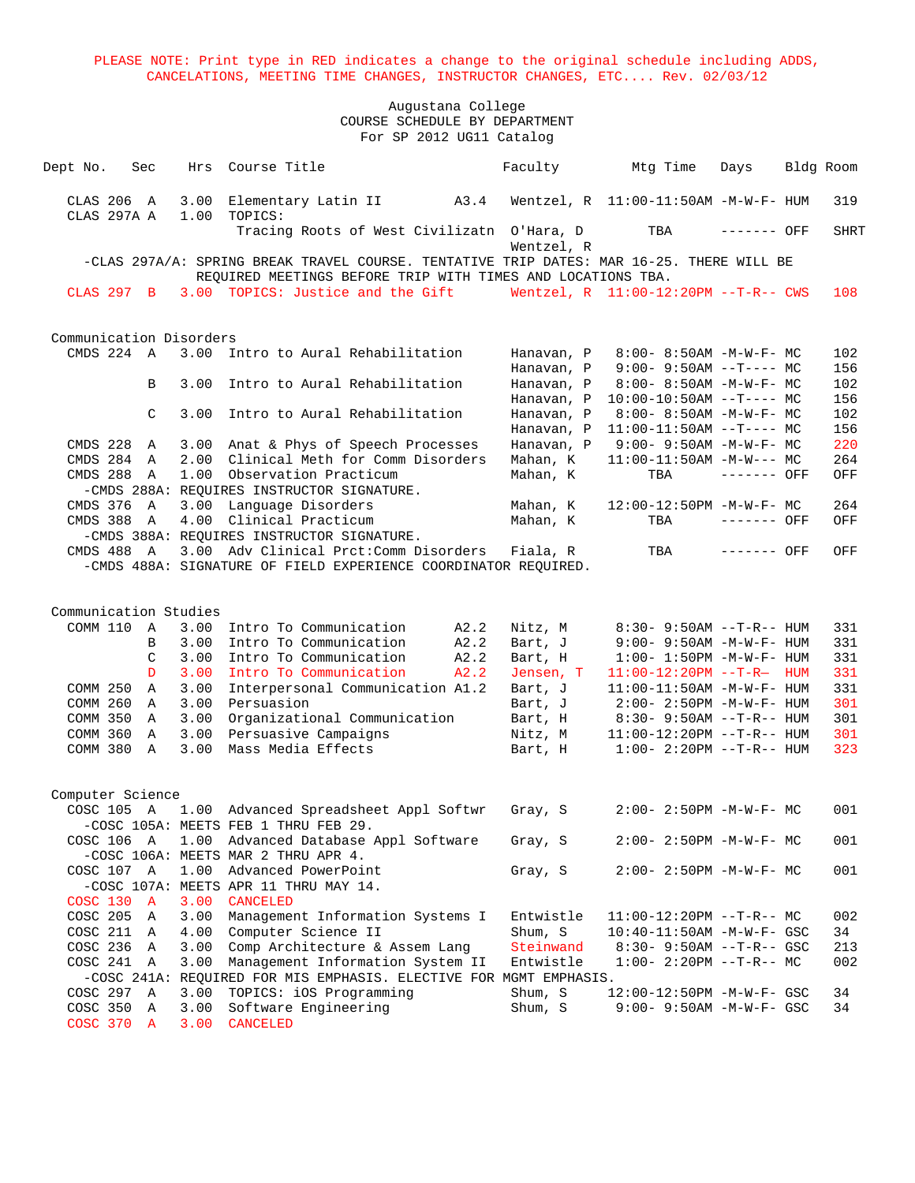PLEASE NOTE: Print type in RED indicates a change to the original schedule including ADDS, CANCELATIONS, MEETING TIME CHANGES, INSTRUCTOR CHANGES, ETC.... Rev. 02/03/12

Augustana College
COURSE SCHEDULE BY DEPARTMENT
For SP 2012 UG11 Catalog

| Dept No. | Sec | Hrs | Course Title | | Faculty | Mtg Time | Days | Bldg | Room |
|---|---|---|---|---|---|---|---|---|---|
| CLAS 206 | A | 3.00 | Elementary Latin II | A3.4 | Wentzel, R | 11:00-11:50AM | -M-W-F- | HUM | 319 |
| CLAS 297A | A | 1.00 | TOPICS: | | | | | | |
| | | | Tracing Roots of West Civilizatn | | O'Hara, D | TBA | ------- | OFF | SHRT |
| | | | | | Wentzel, R | | | | |
| -CLAS 297A/A: SPRING BREAK TRAVEL COURSE. TENTATIVE TRIP DATES: MAR 16-25. THERE WILL BE REQUIRED MEETINGS BEFORE TRIP WITH TIMES AND LOCATIONS TBA. | | | | | | | | | |
| CLAS 297 | B | 3.00 | TOPICS: Justice and the Gift | | Wentzel, R | 11:00-12:20PM | --T-R-- | CWS | 108 |

Communication Disorders

| Dept No. | Sec | Hrs | Course Title | | Faculty | Mtg Time | Days | Bldg | Room |
|---|---|---|---|---|---|---|---|---|---|
| CMDS 224 | A | 3.00 | Intro to Aural Rehabilitation | | Hanavan, P | 8:00- 8:50AM | -M-W-F- | MC | 102 |
| | | | | | Hanavan, P | 9:00- 9:50AM | --T---- | MC | 156 |
| | B | 3.00 | Intro to Aural Rehabilitation | | Hanavan, P | 8:00- 8:50AM | -M-W-F- | MC | 102 |
| | | | | | Hanavan, P | 10:00-10:50AM | --T---- | MC | 156 |
| | C | 3.00 | Intro to Aural Rehabilitation | | Hanavan, P | 8:00- 8:50AM | -M-W-F- | MC | 102 |
| | | | | | Hanavan, P | 11:00-11:50AM | --T---- | MC | 156 |
| CMDS 228 | A | 3.00 | Anat & Phys of Speech Processes | | Hanavan, P | 9:00- 9:50AM | -M-W-F- | MC | 220 |
| CMDS 284 | A | 2.00 | Clinical Meth for Comm Disorders | | Mahan, K | 11:00-11:50AM | -M-W--- | MC | 264 |
| CMDS 288 | A | 1.00 | Observation Practicum | | Mahan, K | TBA | ------- | OFF | OFF |
| -CMDS 288A: REQUIRES INSTRUCTOR SIGNATURE. | | | | | | | | | |
| CMDS 376 | A | 3.00 | Language Disorders | | Mahan, K | 12:00-12:50PM | -M-W-F- | MC | 264 |
| CMDS 388 | A | 4.00 | Clinical Practicum | | Mahan, K | TBA | ------- | OFF | OFF |
| -CMDS 388A: REQUIRES INSTRUCTOR SIGNATURE. | | | | | | | | | |
| CMDS 488 | A | 3.00 | Adv Clinical Prct:Comm Disorders | | Fiala, R | TBA | ------- | OFF | OFF |
| -CMDS 488A: SIGNATURE OF FIELD EXPERIENCE COORDINATOR REQUIRED. | | | | | | | | | |

Communication Studies

| Dept No. | Sec | Hrs | Course Title | | Faculty | Mtg Time | Days | Bldg | Room |
|---|---|---|---|---|---|---|---|---|---|
| COMM 110 | A | 3.00 | Intro To Communication | A2.2 | Nitz, M | 8:30- 9:50AM | --T-R-- | HUM | 331 |
| | B | 3.00 | Intro To Communication | A2.2 | Bart, J | 9:00- 9:50AM | -M-W-F- | HUM | 331 |
| | C | 3.00 | Intro To Communication | A2.2 | Bart, H | 1:00- 1:50PM | -M-W-F- | HUM | 331 |
| | D | 3.00 | Intro To Communication | A2.2 | Jensen, T | 11:00-12:20PM | --T-R– | HUM | 331 |
| COMM 250 | A | 3.00 | Interpersonal Communication | A1.2 | Bart, J | 11:00-11:50AM | -M-W-F- | HUM | 331 |
| COMM 260 | A | 3.00 | Persuasion | | Bart, J | 2:00- 2:50PM | -M-W-F- | HUM | 301 |
| COMM 350 | A | 3.00 | Organizational Communication | | Bart, H | 8:30- 9:50AM | --T-R-- | HUM | 301 |
| COMM 360 | A | 3.00 | Persuasive Campaigns | | Nitz, M | 11:00-12:20PM | --T-R-- | HUM | 301 |
| COMM 380 | A | 3.00 | Mass Media Effects | | Bart, H | 1:00- 2:20PM | --T-R-- | HUM | 323 |

Computer Science

| Dept No. | Sec | Hrs | Course Title | | Faculty | Mtg Time | Days | Bldg | Room |
|---|---|---|---|---|---|---|---|---|---|
| COSC 105 | A | 1.00 | Advanced Spreadsheet Appl Softwr | | Gray, S | 2:00- 2:50PM | -M-W-F- | MC | 001 |
| -COSC 105A: MEETS FEB 1 THRU FEB 29. | | | | | | | | | |
| COSC 106 | A | 1.00 | Advanced Database Appl Software | | Gray, S | 2:00- 2:50PM | -M-W-F- | MC | 001 |
| -COSC 106A: MEETS MAR 2 THRU APR 4. | | | | | | | | | |
| COSC 107 | A | 1.00 | Advanced PowerPoint | | Gray, S | 2:00- 2:50PM | -M-W-F- | MC | 001 |
| -COSC 107A: MEETS APR 11 THRU MAY 14. | | | | | | | | | |
| COSC 130 | A | 3.00 | CANCELED | | | | | | |
| COSC 205 | A | 3.00 | Management Information Systems I | | Entwistle | 11:00-12:20PM | --T-R-- | MC | 002 |
| COSC 211 | A | 4.00 | Computer Science II | | Shum, S | 10:40-11:50AM | -M-W-F- | GSC | 34 |
| COSC 236 | A | 3.00 | Comp Architecture & Assem Lang | | Steinwand | 8:30- 9:50AM | --T-R-- | GSC | 213 |
| COSC 241 | A | 3.00 | Management Information System II | | Entwistle | 1:00- 2:20PM | --T-R-- | MC | 002 |
| -COSC 241A: REQUIRED FOR MIS EMPHASIS. ELECTIVE FOR MGMT EMPHASIS. | | | | | | | | | |
| COSC 297 | A | 3.00 | TOPICS: iOS Programming | | Shum, S | 12:00-12:50PM | -M-W-F- | GSC | 34 |
| COSC 350 | A | 3.00 | Software Engineering | | Shum, S | 9:00- 9:50AM | -M-W-F- | GSC | 34 |
| COSC 370 | A | 3.00 | CANCELED | | | | | | |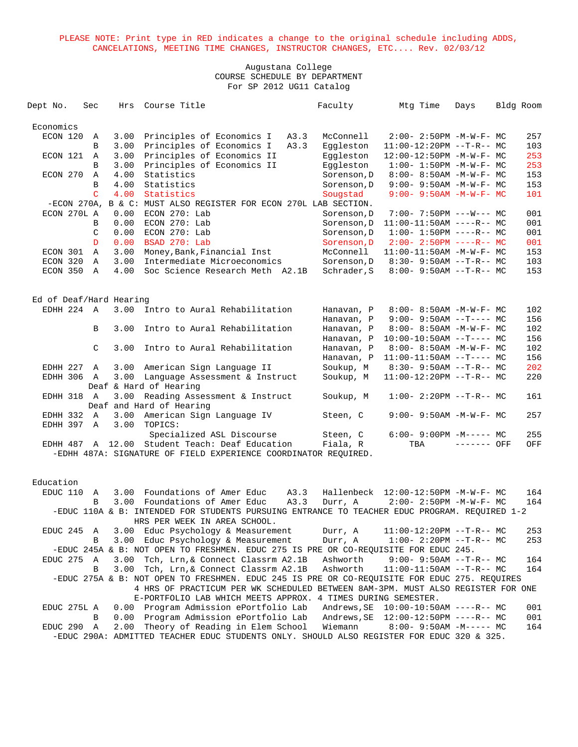PLEASE NOTE: Print type in RED indicates a change to the original schedule including ADDS, CANCELATIONS, MEETING TIME CHANGES, INSTRUCTOR CHANGES, ETC.... Rev. 02/03/12

Augustana College
COURSE SCHEDULE BY DEPARTMENT
For SP 2012 UG11 Catalog

| Dept No. | Sec | Hrs | Course Title | | Faculty | Mtg Time | Days | Bldg | Room |
|---|---|---|---|---|---|---|---|---|---|
| **Economics** | | | | | | | | | |
| ECON 120 | A | 3.00 | Principles of Economics I | A3.3 | McConnell | 2:00- 2:50PM | -M-W-F- | MC | 257 |
| | B | 3.00 | Principles of Economics I | A3.3 | Eggleston | 11:00-12:20PM | --T-R-- | MC | 103 |
| ECON 121 | A | 3.00 | Principles of Economics II | | Eggleston | 12:00-12:50PM | -M-W-F- | MC | 253 |
| | B | 3.00 | Principles of Economics II | | Eggleston | 1:00- 1:50PM | -M-W-F- | MC | 253 |
| ECON 270 | A | 4.00 | Statistics | | Sorenson,D | 8:00- 8:50AM | -M-W-F- | MC | 153 |
| | B | 4.00 | Statistics | | Sorenson,D | 9:00- 9:50AM | -M-W-F- | MC | 153 |
| | C | 4.00 | Statistics | | Sougstad | 9:00- 9:50AM | -M-W-F- | MC | 101 |
| -ECON 270A, B & C: MUST ALSO REGISTER FOR ECON 270L LAB SECTION. | | | | | | | | | |
| ECON 270L | A | 0.00 | ECON 270: Lab | | Sorenson,D | 7:00- 7:50PM | ---W--- | MC | 001 |
| | B | 0.00 | ECON 270: Lab | | Sorenson,D | 11:00-11:50AM | ----R-- | MC | 001 |
| | C | 0.00 | ECON 270: Lab | | Sorenson,D | 1:00- 1:50PM | ----R-- | MC | 001 |
| | D | 0.00 | BSAD 270: Lab | | Sorenson,D | 2:00- 2:50PM | ----R-- | MC | 001 |
| ECON 301 | A | 3.00 | Money,Bank,Financial Inst | | McConnell | 11:00-11:50AM | -M-W-F- | MC | 153 |
| ECON 320 | A | 3.00 | Intermediate Microeconomics | | Sorenson,D | 8:30- 9:50AM | --T-R-- | MC | 103 |
| ECON 350 | A | 4.00 | Soc Science Research Meth | A2.1B | Schrader,S | 8:00- 9:50AM | --T-R-- | MC | 153 |
| **Ed of Deaf/Hard Hearing** | | | | | | | | | |
| EDHH 224 | A | 3.00 | Intro to Aural Rehabilitation | | Hanavan, P | 8:00- 8:50AM | -M-W-F- | MC | 102 |
| | | | | | Hanavan, P | 9:00- 9:50AM | --T---- | MC | 156 |
| | B | 3.00 | Intro to Aural Rehabilitation | | Hanavan, P | 8:00- 8:50AM | -M-W-F- | MC | 102 |
| | | | | | Hanavan, P | 10:00-10:50AM | --T---- | MC | 156 |
| | C | 3.00 | Intro to Aural Rehabilitation | | Hanavan, P | 8:00- 8:50AM | -M-W-F- | MC | 102 |
| | | | | | Hanavan, P | 11:00-11:50AM | --T---- | MC | 156 |
| EDHH 227 | A | 3.00 | American Sign Language II | | Soukup, M | 8:30- 9:50AM | --T-R-- | MC | 202 |
| EDHH 306 | A | 3.00 | Language Assessment & Instruct Deaf & Hard of Hearing | | Soukup, M | 11:00-12:20PM | --T-R-- | MC | 220 |
| EDHH 318 | A | 3.00 | Reading Assessment & Instruct Deaf and Hard of Hearing | | Soukup, M | 1:00- 2:20PM | --T-R-- | MC | 161 |
| EDHH 332 | A | 3.00 | American Sign Language IV | | Steen, C | 9:00- 9:50AM | -M-W-F- | MC | 257 |
| EDHH 397 | A | 3.00 | TOPICS: Specialized ASL Discourse | | Steen, C | 6:00- 9:00PM | -M----- | MC | 255 |
| EDHH 487 | A | 12.00 | Student Teach: Deaf Education | | Fiala, R | TBA | ------- | OFF | OFF |
| -EDHH 487A: SIGNATURE OF FIELD EXPERIENCE COORDINATOR REQUIRED. | | | | | | | | | |
| **Education** | | | | | | | | | |
| EDUC 110 | A | 3.00 | Foundations of Amer Educ | A3.3 | Hallenbeck | 12:00-12:50PM | -M-W-F- | MC | 164 |
| | B | 3.00 | Foundations of Amer Educ | A3.3 | Durr, A | 2:00- 2:50PM | -M-W-F- | MC | 164 |
| -EDUC 110A & B: INTENDED FOR STUDENTS PURSUING ENTRANCE TO TEACHER EDUC PROGRAM. REQUIRED 1-2 HRS PER WEEK IN AREA SCHOOL. | | | | | | | | | |
| EDUC 245 | A | 3.00 | Educ Psychology & Measurement | | Durr, A | 11:00-12:20PM | --T-R-- | MC | 253 |
| | B | 3.00 | Educ Psychology & Measurement | | Durr, A | 1:00- 2:20PM | --T-R-- | MC | 253 |
| -EDUC 245A & B: NOT OPEN TO FRESHMEN. EDUC 275 IS PRE OR CO-REQUISITE FOR EDUC 245. | | | | | | | | | |
| EDUC 275 | A | 3.00 | Tch, Lrn,& Connect Classrm | A2.1B | Ashworth | 9:00- 9:50AM | --T-R-- | MC | 164 |
| | B | 3.00 | Tch, Lrn,& Connect Classrm | A2.1B | Ashworth | 11:00-11:50AM | --T-R-- | MC | 164 |
| -EDUC 275A & B: NOT OPEN TO FRESHMEN. EDUC 245 IS PRE OR CO-REQUISITE FOR EDUC 275. REQUIRES 4 HRS OF PRACTICUM PER WK SCHEDULED BETWEEN 8AM-3PM. MUST ALSO REGISTER FOR ONE E-PORTFOLIO LAB WHICH MEETS APPROX. 4 TIMES DURING SEMESTER. | | | | | | | | | |
| EDUC 275L | A | 0.00 | Program Admission ePortfolio Lab | | Andrews,SE | 10:00-10:50AM | ----R-- | MC | 001 |
| | B | 0.00 | Program Admission ePortfolio Lab | | Andrews,SE | 12:00-12:50PM | ----R-- | MC | 001 |
| EDUC 290 | A | 2.00 | Theory of Reading in Elem School | | Wiemann | 8:00- 9:50AM | -M----- | MC | 164 |
| -EDUC 290A: ADMITTED TEACHER EDUC STUDENTS ONLY. SHOULD ALSO REGISTER FOR EDUC 320 & 325. | | | | | | | | | |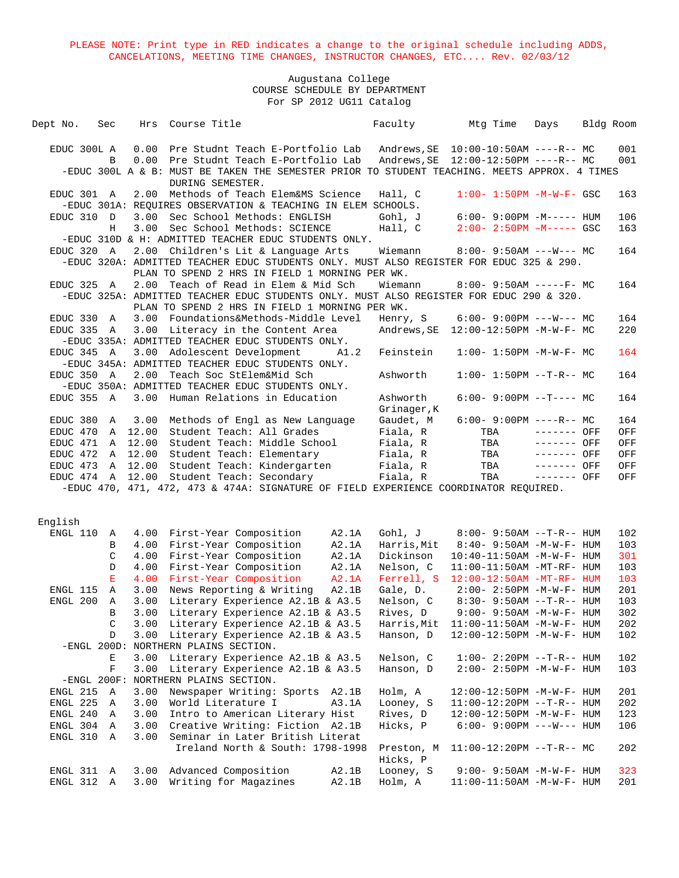PLEASE NOTE: Print type in RED indicates a change to the original schedule including ADDS, CANCELATIONS, MEETING TIME CHANGES, INSTRUCTOR CHANGES, ETC.... Rev. 02/03/12

Augustana College
COURSE SCHEDULE BY DEPARTMENT
For SP 2012 UG11 Catalog

| Dept No. | Sec | Hrs | Course Title | | Faculty | Mtg Time | Days | Bldg | Room |
|---|---|---|---|---|---|---|---|---|---|
| EDUC 300L | A | 0.00 | Pre Studnt Teach E-Portfolio Lab | | Andrews,SE | 10:00-10:50AM | ----R-- | MC | 001 |
| | B | 0.00 | Pre Studnt Teach E-Portfolio Lab | | Andrews,SE | 12:00-12:50PM | ----R-- | MC | 001 |
| -EDUC 300L A & B: MUST BE TAKEN THE SEMESTER PRIOR TO STUDENT TEACHING. MEETS APPROX. 4 TIMES DURING SEMESTER. | | | | | | | | | |
| EDUC 301 | A | 2.00 | Methods of Teach Elem&MS Science | | Hall, C | 1:00- 1:50PM | -M-W-F- | GSC | 163 |
| -EDUC 301A: REQUIRES OBSERVATION & TEACHING IN ELEM SCHOOLS. | | | | | | | | | |
| EDUC 310 | D | 3.00 | Sec School Methods: ENGLISH | | Gohl, J | 6:00- 9:00PM | -M----- | HUM | 106 |
| | H | 3.00 | Sec School Methods: SCIENCE | | Hall, C | 2:00- 2:50PM | -M----- | GSC | 163 |
| -EDUC 310D & H: ADMITTED TEACHER EDUC STUDENTS ONLY. | | | | | | | | | |
| EDUC 320 | A | 2.00 | Children's Lit & Language Arts | | Wiemann | 8:00- 9:50AM | ---W--- | MC | 164 |
| -EDUC 320A: ADMITTED TEACHER EDUC STUDENTS ONLY. MUST ALSO REGISTER FOR EDUC 325 & 290. PLAN TO SPEND 2 HRS IN FIELD 1 MORNING PER WK. | | | | | | | | | |
| EDUC 325 | A | 2.00 | Teach of Read in Elem & Mid Sch | | Wiemann | 8:00- 9:50AM | -----F- | MC | 164 |
| -EDUC 325A: ADMITTED TEACHER EDUC STUDENTS ONLY. MUST ALSO REGISTER FOR EDUC 290 & 320. PLAN TO SPEND 2 HRS IN FIELD 1 MORNING PER WK. | | | | | | | | | |
| EDUC 330 | A | 3.00 | Foundations&Methods-Middle Level | | Henry, S | 6:00- 9:00PM | ---W--- | MC | 164 |
| EDUC 335 | A | 3.00 | Literacy in the Content Area | | Andrews,SE | 12:00-12:50PM | -M-W-F- | MC | 220 |
| -EDUC 335A: ADMITTED TEACHER EDUC STUDENTS ONLY. | | | | | | | | | |
| EDUC 345 | A | 3.00 | Adolescent Development | A1.2 | Feinstein | 1:00- 1:50PM | -M-W-F- | MC | 164 |
| -EDUC 345A: ADMITTED TEACHER EDUC STUDENTS ONLY. | | | | | | | | | |
| EDUC 350 | A | 2.00 | Teach Soc StElem&Mid Sch | | Ashworth | 1:00- 1:50PM | --T-R-- | MC | 164 |
| -EDUC 350A: ADMITTED TEACHER EDUC STUDENTS ONLY. | | | | | | | | | |
| EDUC 355 | A | 3.00 | Human Relations in Education | | Ashworth<br>Grinager,K | 6:00- 9:00PM | --T---- | MC | 164 |
| EDUC 380 | A | 3.00 | Methods of Engl as New Language | | Gaudet, M | 6:00- 9:00PM | ----R-- | MC | 164 |
| EDUC 470 | A | 12.00 | Student Teach: All Grades | | Fiala, R | TBA | ------- | OFF | OFF |
| EDUC 471 | A | 12.00 | Student Teach: Middle School | | Fiala, R | TBA | ------- | OFF | OFF |
| EDUC 472 | A | 12.00 | Student Teach: Elementary | | Fiala, R | TBA | ------- | OFF | OFF |
| EDUC 473 | A | 12.00 | Student Teach: Kindergarten | | Fiala, R | TBA | ------- | OFF | OFF |
| EDUC 474 | A | 12.00 | Student Teach: Secondary | | Fiala, R | TBA | ------- | OFF | OFF |
| -EDUC 470, 471, 472, 473 & 474A: SIGNATURE OF FIELD EXPERIENCE COORDINATOR REQUIRED. | | | | | | | | | |

## English

| Dept No. | Sec | Hrs | Course Title | | Faculty | Mtg Time | Days | Bldg | Room |
|---|---|---|---|---|---|---|---|---|---|
| ENGL 110 | A | 4.00 | First-Year Composition | A2.1A | Gohl, J | 8:00- 9:50AM | --T-R-- | HUM | 102 |
| | B | 4.00 | First-Year Composition | A2.1A | Harris,Mit | 8:40- 9:50AM | -M-W-F- | HUM | 103 |
| | C | 4.00 | First-Year Composition | A2.1A | Dickinson | 10:40-11:50AM | -M-W-F- | HUM | 301 |
| | D | 4.00 | First-Year Composition | A2.1A | Nelson, C | 11:00-11:50AM | -MT-RF- | HUM | 103 |
| | E | 4.00 | First-Year Composition | A2.1A | Ferrell, S | 12:00-12:50AM | -MT-RF- | HUM | 103 |
| ENGL 115 | A | 3.00 | News Reporting & Writing | A2.1B | Gale, D. | 2:00- 2:50PM | -M-W-F- | HUM | 201 |
| ENGL 200 | A | 3.00 | Literary Experience A2.1B & A3.5 | | Nelson, C | 8:30- 9:50AM | --T-R-- | HUM | 103 |
| | B | 3.00 | Literary Experience A2.1B & A3.5 | | Rives, D | 9:00- 9:50AM | -M-W-F- | HUM | 302 |
| | C | 3.00 | Literary Experience A2.1B & A3.5 | | Harris,Mit | 11:00-11:50AM | -M-W-F- | HUM | 202 |
| | D | 3.00 | Literary Experience A2.1B & A3.5 | | Hanson, D | 12:00-12:50PM | -M-W-F- | HUM | 102 |
| -ENGL 200D: NORTHERN PLAINS SECTION. | | | | | | | | | |
| | E | 3.00 | Literary Experience A2.1B & A3.5 | | Nelson, C | 1:00- 2:20PM | --T-R-- | HUM | 102 |
| | F | 3.00 | Literary Experience A2.1B & A3.5 | | Hanson, D | 2:00- 2:50PM | -M-W-F- | HUM | 103 |
| -ENGL 200F: NORTHERN PLAINS SECTION. | | | | | | | | | |
| ENGL 215 | A | 3.00 | Newspaper Writing: Sports | A2.1B | Holm, A | 12:00-12:50PM | -M-W-F- | HUM | 201 |
| ENGL 225 | A | 3.00 | World Literature I | A3.1A | Looney, S | 11:00-12:20PM | --T-R-- | HUM | 202 |
| ENGL 240 | A | 3.00 | Intro to American Literary Hist | | Rives, D | 12:00-12:50PM | -M-W-F- | HUM | 123 |
| ENGL 304 | A | 3.00 | Creative Writing: Fiction | A2.1B | Hicks, P | 6:00- 9:00PM | ---W--- | HUM | 106 |
| ENGL 310 | A | 3.00 | Seminar in Later British Literat<br>Ireland North & South: 1798-1998 | | Preston, M<br>Hicks, P | 11:00-12:20PM | --T-R-- | MC | 202 |
| ENGL 311 | A | 3.00 | Advanced Composition | A2.1B | Looney, S | 9:00- 9:50AM | -M-W-F- | HUM | 323 |
| ENGL 312 | A | 3.00 | Writing for Magazines | A2.1B | Holm, A | 11:00-11:50AM | -M-W-F- | HUM | 201 |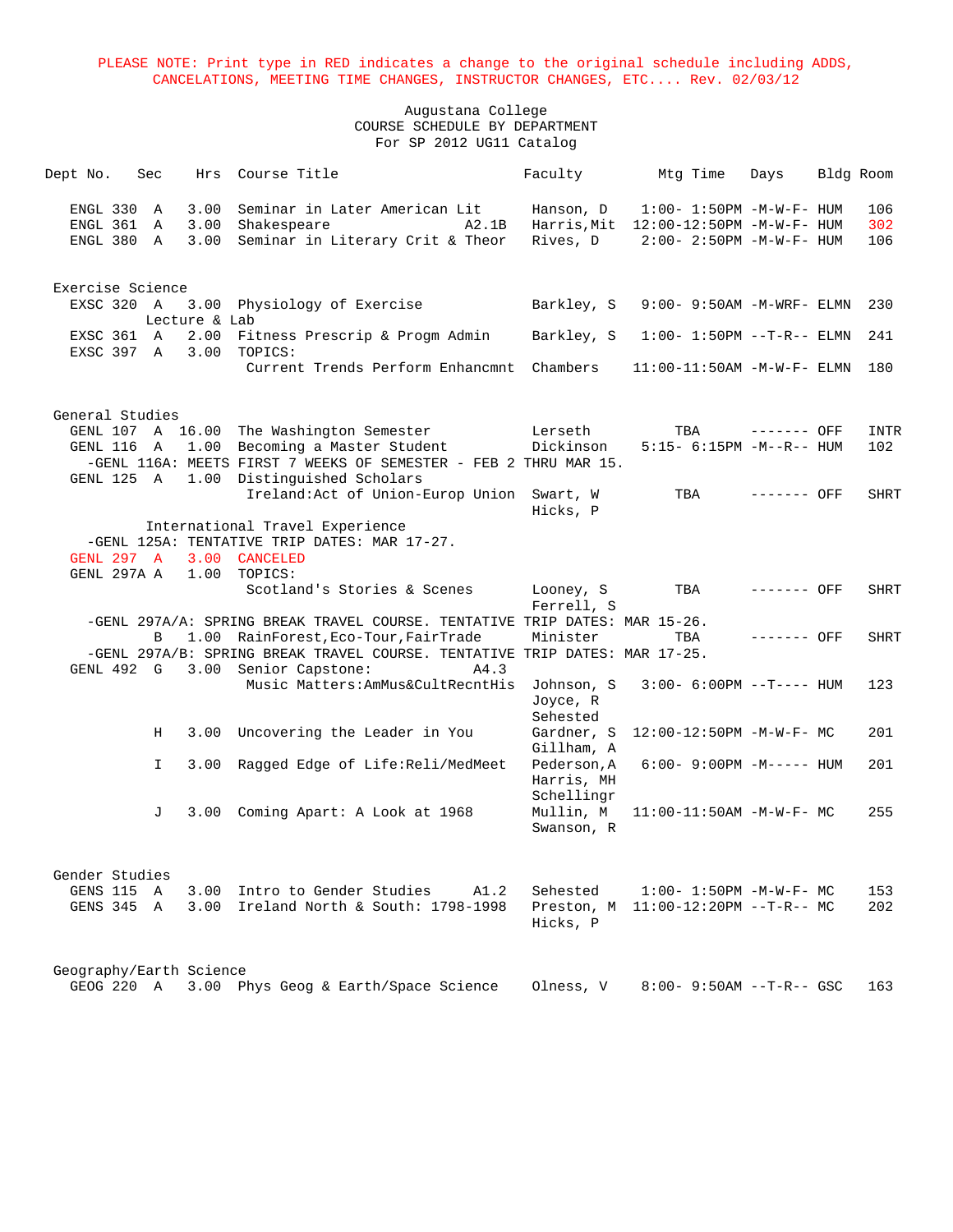PLEASE NOTE: Print type in RED indicates a change to the original schedule including ADDS, CANCELATIONS, MEETING TIME CHANGES, INSTRUCTOR CHANGES, ETC.... Rev. 02/03/12

Augustana College
COURSE SCHEDULE BY DEPARTMENT
For SP 2012 UG11 Catalog

| Dept | No. | Sec | Hrs | Course Title | | Faculty | Mtg Time | Days | Bldg | Room |
|---|---|---|---|---|---|---|---|---|---|---|
| ENGL | 330 | A | 3.00 | Seminar in Later American Lit | | Hanson, D | 1:00- 1:50PM | -M-W-F- | HUM | 106 |
| ENGL | 361 | A | 3.00 | Shakespeare | A2.1B | Harris,Mit | 12:00-12:50PM | -M-W-F- | HUM | 302 |
| ENGL | 380 | A | 3.00 | Seminar in Literary Crit & Theor | | Rives, D | 2:00- 2:50PM | -M-W-F- | HUM | 106 |

**Exercise Science**

| Dept | No. | Sec | Hrs | Course Title | | Faculty | Mtg Time | Days | Bldg | Room |
|---|---|---|---|---|---|---|---|---|---|---|
| EXSC | 320 | A | 3.00 | Physiology of Exercise | | Barkley, S | 9:00- 9:50AM | -M-WRF- | ELMN | 230 |
| | | | | Lecture & Lab | | | | | | |
| EXSC | 361 | A | 2.00 | Fitness Prescrip & Progm Admin | | Barkley, S | 1:00- 1:50PM | --T-R-- | ELMN | 241 |
| EXSC | 397 | A | 3.00 | TOPICS: | | | | | | |
| | | | | Current Trends Perform Enhancmnt | | Chambers | 11:00-11:50AM | -M-W-F- | ELMN | 180 |

**General Studies**

| Dept | No. | Sec | Hrs | Course Title | | Faculty | Mtg Time | Days | Bldg | Room |
|---|---|---|---|---|---|---|---|---|---|---|
| GENL | 107 | A | 16.00 | The Washington Semester | | Lerseth | TBA | ------- | OFF | INTR |
| GENL | 116 | A | 1.00 | Becoming a Master Student | | Dickinson | 5:15- 6:15PM | -M--R-- | HUM | 102 |
| | | | | -GENL 116A: MEETS FIRST 7 WEEKS OF SEMESTER - FEB 2 THRU MAR 15. | | | | | | |
| GENL | 125 | A | 1.00 | Distinguished Scholars | | | | | | |
| | | | | Ireland:Act of Union-Europ Union | | Swart, W; Hicks, P | TBA | ------- | OFF | SHRT |
| | | | | International Travel Experience | | | | | | |
| | | | | -GENL 125A: TENTATIVE TRIP DATES: MAR 17-27. | | | | | | |
| GENL | 297 | A | 3.00 | CANCELED | | | | | | |
| GENL | 297A | A | 1.00 | TOPICS: | | | | | | |
| | | | | Scotland's Stories & Scenes | | Looney, S; Ferrell, S | TBA | ------- | OFF | SHRT |
| | | | | -GENL 297A/A: SPRING BREAK TRAVEL COURSE. TENTATIVE TRIP DATES: MAR 15-26. | | | | | | |
| | | B | 1.00 | RainForest,Eco-Tour,FairTrade | | Minister | TBA | ------- | OFF | SHRT |
| | | | | -GENL 297A/B: SPRING BREAK TRAVEL COURSE. TENTATIVE TRIP DATES: MAR 17-25. | | | | | | |
| GENL | 492 | G | 3.00 | Senior Capstone: | A4.3 | | | | | |
| | | | | Music Matters:AmMus&CultRecntHis | | Johnson, S; Joyce, R; Sehested | 3:00- 6:00PM | --T---- | HUM | 123 |
| | | H | 3.00 | Uncovering the Leader in You | | Gardner, S; Gillham, A | 12:00-12:50PM | -M-W-F- | MC | 201 |
| | | I | 3.00 | Ragged Edge of Life:Reli/MedMeet | | Pederson,A; Harris, MH; Schellingr | 6:00- 9:00PM | -M----- | HUM | 201 |
| | | J | 3.00 | Coming Apart: A Look at 1968 | | Mullin, M; Swanson, R | 11:00-11:50AM | -M-W-F- | MC | 255 |

**Gender Studies**

| Dept | No. | Sec | Hrs | Course Title | | Faculty | Mtg Time | Days | Bldg | Room |
|---|---|---|---|---|---|---|---|---|---|---|
| GENS | 115 | A | 3.00 | Intro to Gender Studies | A1.2 | Sehested | 1:00- 1:50PM | -M-W-F- | MC | 153 |
| GENS | 345 | A | 3.00 | Ireland North & South: 1798-1998 | | Preston, M; Hicks, P | 11:00-12:20PM | --T-R-- | MC | 202 |

**Geography/Earth Science**

| Dept | No. | Sec | Hrs | Course Title | | Faculty | Mtg Time | Days | Bldg | Room |
|---|---|---|---|---|---|---|---|---|---|---|
| GEOG | 220 | A | 3.00 | Phys Geog & Earth/Space Science | | Olness, V | 8:00- 9:50AM | --T-R-- | GSC | 163 |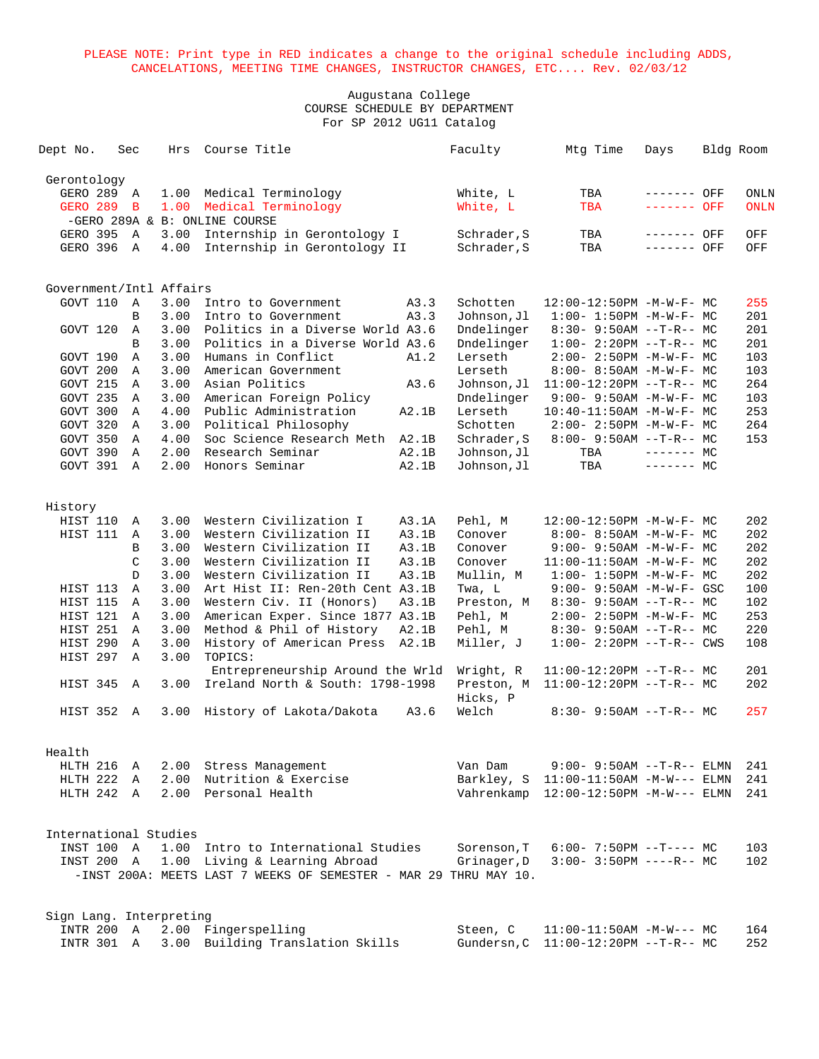PLEASE NOTE: Print type in RED indicates a change to the original schedule including ADDS, CANCELATIONS, MEETING TIME CHANGES, INSTRUCTOR CHANGES, ETC.... Rev. 02/03/12

Augustana College
COURSE SCHEDULE BY DEPARTMENT
For SP 2012 UG11 Catalog

| Dept No. | Sec | Hrs | Course Title | | Faculty | Mtg Time | Days | Bldg | Room |
|---|---|---|---|---|---|---|---|---|---|
| **Gerontology** | | | | | | | | | |
| GERO 289 | A | 1.00 | Medical Terminology | | White, L | TBA | ------- | OFF | ONLN |
| GERO 289 | B | 1.00 | Medical Terminology | | White, L | TBA | ------- | OFF | ONLN |
| -GERO 289A & B: ONLINE COURSE | | | | | | | | | |
| GERO 395 | A | 3.00 | Internship in Gerontology I | | Schrader,S | TBA | ------- | OFF | OFF |
| GERO 396 | A | 4.00 | Internship in Gerontology II | | Schrader,S | TBA | ------- | OFF | OFF |
| **Government/Intl Affairs** | | | | | | | | | |
| GOVT 110 | A | 3.00 | Intro to Government | A3.3 | Schotten | 12:00-12:50PM | -M-W-F- | MC | 255 |
| | B | 3.00 | Intro to Government | A3.3 | Johnson,Jl | 1:00- 1:50PM | -M-W-F- | MC | 201 |
| GOVT 120 | A | 3.00 | Politics in a Diverse World | A3.6 | Dndelinger | 8:30- 9:50AM | --T-R-- | MC | 201 |
| | B | 3.00 | Politics in a Diverse World | A3.6 | Dndelinger | 1:00- 2:20PM | --T-R-- | MC | 201 |
| GOVT 190 | A | 3.00 | Humans in Conflict | A1.2 | Lerseth | 2:00- 2:50PM | -M-W-F- | MC | 103 |
| GOVT 200 | A | 3.00 | American Government | | Lerseth | 8:00- 8:50AM | -M-W-F- | MC | 103 |
| GOVT 215 | A | 3.00 | Asian Politics | A3.6 | Johnson,Jl | 11:00-12:20PM | --T-R-- | MC | 264 |
| GOVT 235 | A | 3.00 | American Foreign Policy | | Dndelinger | 9:00- 9:50AM | -M-W-F- | MC | 103 |
| GOVT 300 | A | 4.00 | Public Administration | A2.1B | Lerseth | 10:40-11:50AM | -M-W-F- | MC | 253 |
| GOVT 320 | A | 3.00 | Political Philosophy | | Schotten | 2:00- 2:50PM | -M-W-F- | MC | 264 |
| GOVT 350 | A | 4.00 | Soc Science Research Meth | A2.1B | Schrader,S | 8:00- 9:50AM | --T-R-- | MC | 153 |
| GOVT 390 | A | 2.00 | Research Seminar | A2.1B | Johnson,Jl | TBA | ------- | MC | |
| GOVT 391 | A | 2.00 | Honors Seminar | A2.1B | Johnson,Jl | TBA | ------- | MC | |
| **History** | | | | | | | | | |
| HIST 110 | A | 3.00 | Western Civilization I | A3.1A | Pehl, M | 12:00-12:50PM | -M-W-F- | MC | 202 |
| HIST 111 | A | 3.00 | Western Civilization II | A3.1B | Conover | 8:00- 8:50AM | -M-W-F- | MC | 202 |
| | B | 3.00 | Western Civilization II | A3.1B | Conover | 9:00- 9:50AM | -M-W-F- | MC | 202 |
| | C | 3.00 | Western Civilization II | A3.1B | Conover | 11:00-11:50AM | -M-W-F- | MC | 202 |
| | D | 3.00 | Western Civilization II | A3.1B | Mullin, M | 1:00- 1:50PM | -M-W-F- | MC | 202 |
| HIST 113 | A | 3.00 | Art Hist II: Ren-20th Cent | A3.1B | Twa, L | 9:00- 9:50AM | -M-W-F- | GSC | 100 |
| HIST 115 | A | 3.00 | Western Civ. II (Honors) | A3.1B | Preston, M | 8:30- 9:50AM | --T-R-- | MC | 102 |
| HIST 121 | A | 3.00 | American Exper. Since 1877 | A3.1B | Pehl, M | 2:00- 2:50PM | -M-W-F- | MC | 253 |
| HIST 251 | A | 3.00 | Method & Phil of History | A2.1B | Pehl, M | 8:30- 9:50AM | --T-R-- | MC | 220 |
| HIST 290 | A | 3.00 | History of American Press | A2.1B | Miller, J | 1:00- 2:20PM | --T-R-- | CWS | 108 |
| HIST 297 | A | 3.00 | TOPICS: Entrepreneurship Around the Wrld | | Wright, R | 11:00-12:20PM | --T-R-- | MC | 201 |
| HIST 345 | A | 3.00 | Ireland North & South: 1798-1998 | | Preston, M; Hicks, P | 11:00-12:20PM | --T-R-- | MC | 202 |
| HIST 352 | A | 3.00 | History of Lakota/Dakota | A3.6 | Welch | 8:30- 9:50AM | --T-R-- | MC | 257 |
| **Health** | | | | | | | | | |
| HLTH 216 | A | 2.00 | Stress Management | | Van Dam | 9:00- 9:50AM | --T-R-- | ELMN | 241 |
| HLTH 222 | A | 2.00 | Nutrition & Exercise | | Barkley, S | 11:00-11:50AM | -M-W--- | ELMN | 241 |
| HLTH 242 | A | 2.00 | Personal Health | | Vahrenkamp | 12:00-12:50PM | -M-W--- | ELMN | 241 |
| **International Studies** | | | | | | | | | |
| INST 100 | A | 1.00 | Intro to International Studies | | Sorenson,T | 6:00- 7:50PM | --T---- | MC | 103 |
| INST 200 | A | 1.00 | Living & Learning Abroad | | Grinager,D | 3:00- 3:50PM | ----R-- | MC | 102 |
| -INST 200A: MEETS LAST 7 WEEKS OF SEMESTER - MAR 29 THRU MAY 10. | | | | | | | | | |
| **Sign Lang. Interpreting** | | | | | | | | | |
| INTR 200 | A | 2.00 | Fingerspelling | | Steen, C | 11:00-11:50AM | -M-W--- | MC | 164 |
| INTR 301 | A | 3.00 | Building Translation Skills | | Gundersn,C | 11:00-12:20PM | --T-R-- | MC | 252 |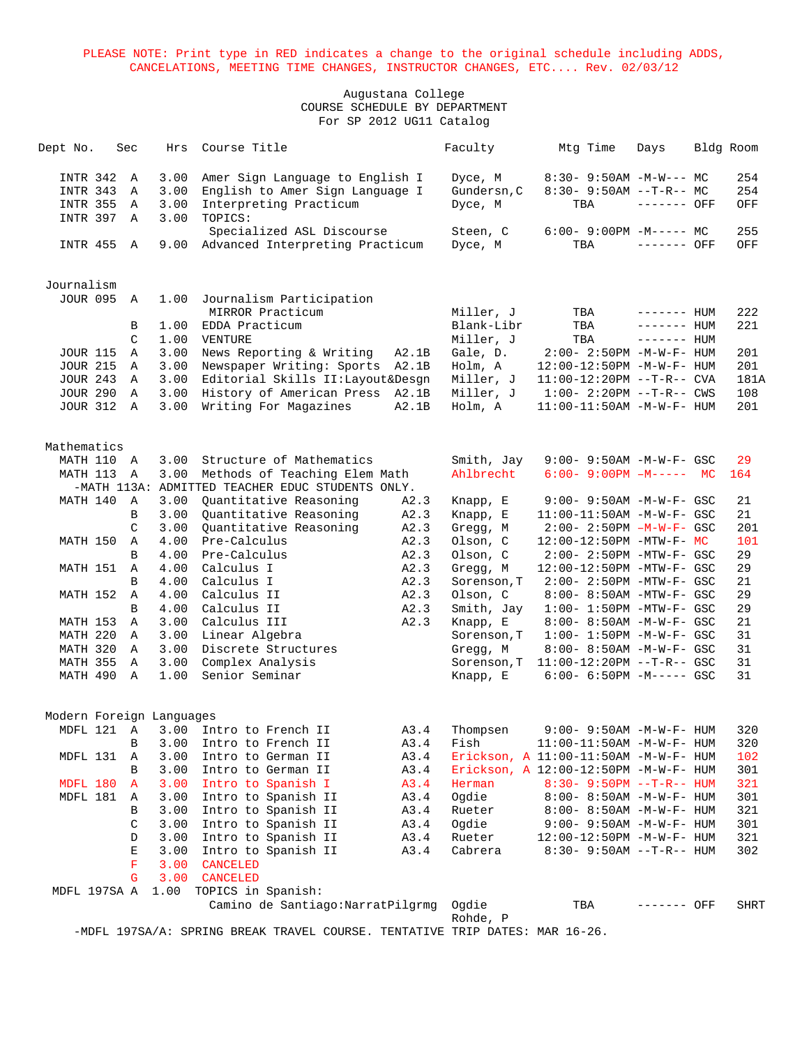PLEASE NOTE: Print type in RED indicates a change to the original schedule including ADDS, CANCELATIONS, MEETING TIME CHANGES, INSTRUCTOR CHANGES, ETC.... Rev. 02/03/12

Augustana College
COURSE SCHEDULE BY DEPARTMENT
For SP 2012 UG11 Catalog

| Dept No. | Sec | Hrs | Course Title | | Faculty | Mtg Time | Days | Bldg | Room |
|---|---|---|---|---|---|---|---|---|---|
| INTR 342 | A | 3.00 | Amer Sign Language to English I | | Dyce, M | 8:30- 9:50AM | -M-W--- | MC | 254 |
| INTR 343 | A | 3.00 | English to Amer Sign Language I | | Gundersn,C | 8:30- 9:50AM | --T-R-- | MC | 254 |
| INTR 355 | A | 3.00 | Interpreting Practicum | | Dyce, M | TBA | ------- | OFF | OFF |
| INTR 397 | A | 3.00 | TOPICS: | | | | | | |
| | | | Specialized ASL Discourse | | Steen, C | 6:00- 9:00PM | -M----- | MC | 255 |
| INTR 455 | A | 9.00 | Advanced Interpreting Practicum | | Dyce, M | TBA | ------- | OFF | OFF |
| **Journalism** | | | | | | | | | |
| JOUR 095 | A | 1.00 | Journalism Participation | | | | | | |
| | | | MIRROR Practicum | | Miller, J | TBA | ------- | HUM | 222 |
| | B | 1.00 | EDDA Practicum | | Blank-Libr | TBA | ------- | HUM | 221 |
| | C | 1.00 | VENTURE | | Miller, J | TBA | ------- | HUM | |
| JOUR 115 | A | 3.00 | News Reporting & Writing | A2.1B | Gale, D. | 2:00- 2:50PM | -M-W-F- | HUM | 201 |
| JOUR 215 | A | 3.00 | Newspaper Writing: Sports | A2.1B | Holm, A | 12:00-12:50PM | -M-W-F- | HUM | 201 |
| JOUR 243 | A | 3.00 | Editorial Skills II:Layout&Desgn | | Miller, J | 11:00-12:20PM | --T-R-- | CVA | 181A |
| JOUR 290 | A | 3.00 | History of American Press | A2.1B | Miller, J | 1:00- 2:20PM | --T-R-- | CWS | 108 |
| JOUR 312 | A | 3.00 | Writing For Magazines | A2.1B | Holm, A | 11:00-11:50AM | -M-W-F- | HUM | 201 |
| **Mathematics** | | | | | | | | | |
| MATH 110 | A | 3.00 | Structure of Mathematics | | Smith, Jay | 9:00- 9:50AM | -M-W-F- | GSC | 29 |
| MATH 113 | A | 3.00 | Methods of Teaching Elem Math | | Ahlbrecht | 6:00- 9:00PM | -M----- | MC | 164 |
| -MATH 113A: ADMITTED TEACHER EDUC STUDENTS ONLY. | | | | | | | | | |
| MATH 140 | A | 3.00 | Quantitative Reasoning | A2.3 | Knapp, E | 9:00- 9:50AM | -M-W-F- | GSC | 21 |
| | B | 3.00 | Quantitative Reasoning | A2.3 | Knapp, E | 11:00-11:50AM | -M-W-F- | GSC | 21 |
| | C | 3.00 | Quantitative Reasoning | A2.3 | Gregg, M | 2:00- 2:50PM | -M-W-F- | GSC | 201 |
| MATH 150 | A | 4.00 | Pre-Calculus | A2.3 | Olson, C | 12:00-12:50PM | -MTW-F- | MC | 101 |
| | B | 4.00 | Pre-Calculus | A2.3 | Olson, C | 2:00- 2:50PM | -MTW-F- | GSC | 29 |
| MATH 151 | A | 4.00 | Calculus I | A2.3 | Gregg, M | 12:00-12:50PM | -MTW-F- | GSC | 29 |
| | B | 4.00 | Calculus I | A2.3 | Sorenson,T | 2:00- 2:50PM | -MTW-F- | GSC | 21 |
| MATH 152 | A | 4.00 | Calculus II | A2.3 | Olson, C | 8:00- 8:50AM | -MTW-F- | GSC | 29 |
| | B | 4.00 | Calculus II | A2.3 | Smith, Jay | 1:00- 1:50PM | -MTW-F- | GSC | 29 |
| MATH 153 | A | 3.00 | Calculus III | A2.3 | Knapp, E | 8:00- 8:50AM | -M-W-F- | GSC | 21 |
| MATH 220 | A | 3.00 | Linear Algebra | | Sorenson,T | 1:00- 1:50PM | -M-W-F- | GSC | 31 |
| MATH 320 | A | 3.00 | Discrete Structures | | Gregg, M | 8:00- 8:50AM | -M-W-F- | GSC | 31 |
| MATH 355 | A | 3.00 | Complex Analysis | | Sorenson,T | 11:00-12:20PM | --T-R-- | GSC | 31 |
| MATH 490 | A | 1.00 | Senior Seminar | | Knapp, E | 6:00- 6:50PM | -M----- | GSC | 31 |
| **Modern Foreign Languages** | | | | | | | | | |
| MDFL 121 | A | 3.00 | Intro to French II | A3.4 | Thompsen | 9:00- 9:50AM | -M-W-F- | HUM | 320 |
| | B | 3.00 | Intro to French II | A3.4 | Fish | 11:00-11:50AM | -M-W-F- | HUM | 320 |
| MDFL 131 | A | 3.00 | Intro to German II | A3.4 | Erickson, A | 11:00-11:50AM | -M-W-F- | HUM | 102 |
| | B | 3.00 | Intro to German II | A3.4 | Erickson, A | 12:00-12:50PM | -M-W-F- | HUM | 301 |
| MDFL 180 | A | 3.00 | Intro to Spanish I | A3.4 | Herman | 8:30- 9:50PM | --T-R-- | HUM | 321 |
| MDFL 181 | A | 3.00 | Intro to Spanish II | A3.4 | Ogdie | 8:00- 8:50AM | -M-W-F- | HUM | 301 |
| | B | 3.00 | Intro to Spanish II | A3.4 | Rueter | 8:00- 8:50AM | -M-W-F- | HUM | 321 |
| | C | 3.00 | Intro to Spanish II | A3.4 | Ogdie | 9:00- 9:50AM | -M-W-F- | HUM | 301 |
| | D | 3.00 | Intro to Spanish II | A3.4 | Rueter | 12:00-12:50PM | -M-W-F- | HUM | 321 |
| | E | 3.00 | Intro to Spanish II | A3.4 | Cabrera | 8:30- 9:50AM | --T-R-- | HUM | 302 |
| | F | 3.00 | CANCELED | | | | | | |
| | G | 3.00 | CANCELED | | | | | | |
| MDFL 197SA | A | 1.00 | TOPICS in Spanish: | | | | | | |
| | | | Camino de Santiago:NarratPilgrmg | | Ogdie<br>Rohde, P | TBA | ------- | OFF | SHRT |
| -MDFL 197SA/A: SPRING BREAK TRAVEL COURSE. TENTATIVE TRIP DATES: MAR 16-26. | | | | | | | | | |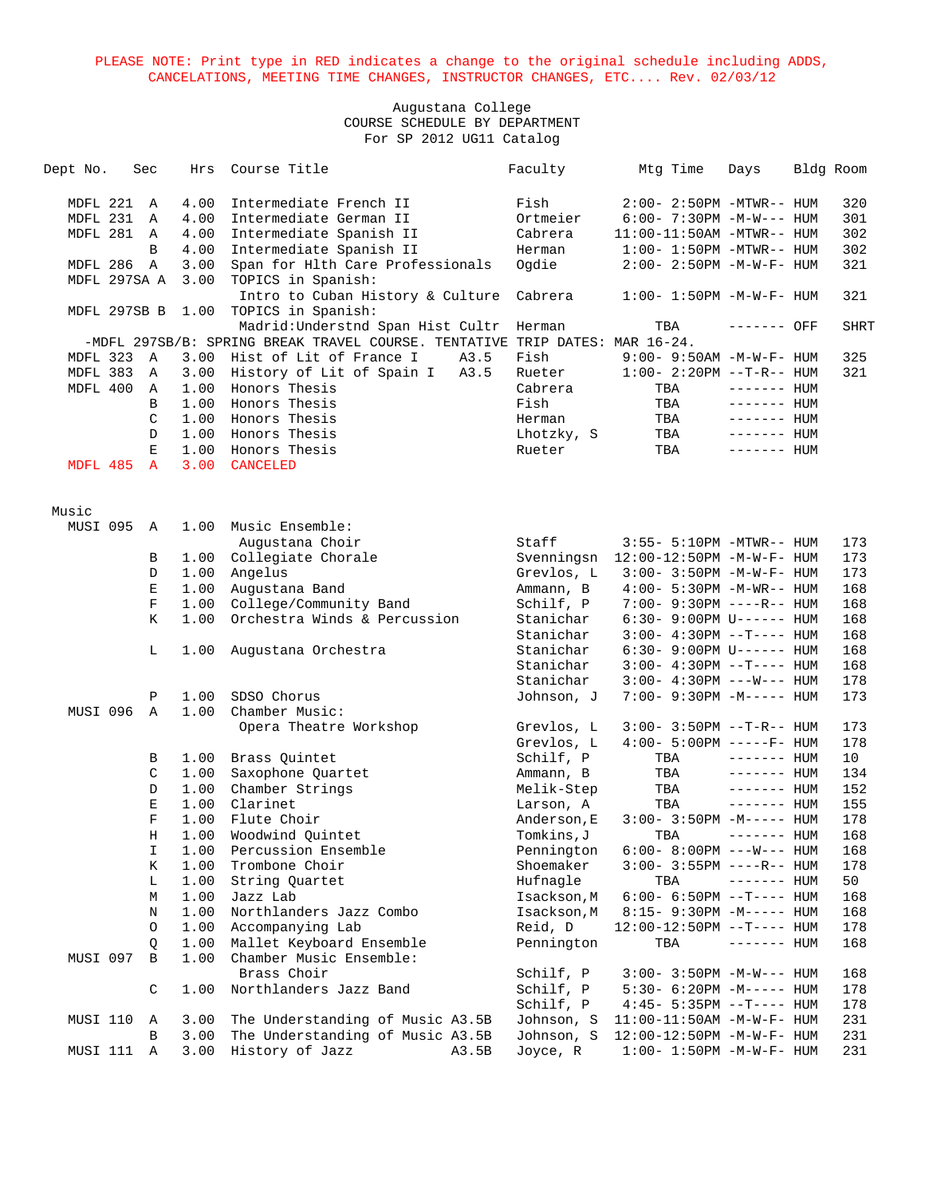PLEASE NOTE: Print type in RED indicates a change to the original schedule including ADDS, CANCELATIONS, MEETING TIME CHANGES, INSTRUCTOR CHANGES, ETC.... Rev. 02/03/12

Augustana College
COURSE SCHEDULE BY DEPARTMENT
For SP 2012 UG11 Catalog

| Dept No. | Sec | Hrs | Course Title | | Faculty | Mtg Time | Days | Bldg | Room |
|---|---|---|---|---|---|---|---|---|---|
| MDFL 221 | A | 4.00 | Intermediate French II | | Fish | 2:00- 2:50PM | -MTWR-- | HUM | 320 |
| MDFL 231 | A | 4.00 | Intermediate German II | | Ortmeier | 6:00- 7:30PM | -M-W--- | HUM | 301 |
| MDFL 281 | A | 4.00 | Intermediate Spanish II | | Cabrera | 11:00-11:50AM | -MTWR-- | HUM | 302 |
| | B | 4.00 | Intermediate Spanish II | | Herman | 1:00- 1:50PM | -MTWR-- | HUM | 302 |
| MDFL 286 | A | 3.00 | Span for Hlth Care Professionals | | Ogdie | 2:00- 2:50PM | -M-W-F- | HUM | 321 |
| MDFL 297SA | A | 3.00 | TOPICS in Spanish: | | | | | | |
| | | | Intro to Cuban History & Culture | | Cabrera | 1:00- 1:50PM | -M-W-F- | HUM | 321 |
| MDFL 297SB | B | 1.00 | TOPICS in Spanish: | | | | | | |
| | | | Madrid:Understnd Span Hist Cultr | | Herman | TBA | ------- | OFF | SHRT |
| -MDFL 297SB/B: SPRING BREAK TRAVEL COURSE. TENTATIVE TRIP DATES: MAR 16-24. | | | | | | | | | |
| MDFL 323 | A | 3.00 | Hist of Lit of France I | A3.5 | Fish | 9:00- 9:50AM | -M-W-F- | HUM | 325 |
| MDFL 383 | A | 3.00 | History of Lit of Spain I | A3.5 | Rueter | 1:00- 2:20PM | --T-R-- | HUM | 321 |
| MDFL 400 | A | 1.00 | Honors Thesis | | Cabrera | TBA | ------- | HUM | |
| | B | 1.00 | Honors Thesis | | Fish | TBA | ------- | HUM | |
| | C | 1.00 | Honors Thesis | | Herman | TBA | ------- | HUM | |
| | D | 1.00 | Honors Thesis | | Lhotzky, S | TBA | ------- | HUM | |
| | E | 1.00 | Honors Thesis | | Rueter | TBA | ------- | HUM | |
| MDFL 485 | A | 3.00 | CANCELED | | | | | | |

## Music

| Dept No. | Sec | Hrs | Course Title | | Faculty | Mtg Time | Days | Bldg | Room |
|---|---|---|---|---|---|---|---|---|---|
| MUSI 095 | A | 1.00 | Music Ensemble: | | | | | | |
| | | | Augustana Choir | | Staff | 3:55- 5:10PM | -MTWR-- | HUM | 173 |
| | B | 1.00 | Collegiate Chorale | | Svenningsn | 12:00-12:50PM | -M-W-F- | HUM | 173 |
| | D | 1.00 | Angelus | | Grevlos, L | 3:00- 3:50PM | -M-W-F- | HUM | 173 |
| | E | 1.00 | Augustana Band | | Ammann, B | 4:00- 5:30PM | -M-WR-- | HUM | 168 |
| | F | 1.00 | College/Community Band | | Schilf, P | 7:00- 9:30PM | ----R-- | HUM | 168 |
| | K | 1.00 | Orchestra Winds & Percussion | | Stanichar | 6:30- 9:00PM | U------ | HUM | 168 |
| | | | | | Stanichar | 3:00- 4:30PM | --T---- | HUM | 168 |
| | L | 1.00 | Augustana Orchestra | | Stanichar | 6:30- 9:00PM | U------ | HUM | 168 |
| | | | | | Stanichar | 3:00- 4:30PM | --T---- | HUM | 168 |
| | | | | | Stanichar | 3:00- 4:30PM | ---W--- | HUM | 178 |
| | P | 1.00 | SDSO Chorus | | Johnson, J | 7:00- 9:30PM | -M----- | HUM | 173 |
| MUSI 096 | A | 1.00 | Chamber Music: | | | | | | |
| | | | Opera Theatre Workshop | | Grevlos, L | 3:00- 3:50PM | --T-R-- | HUM | 173 |
| | | | | | Grevlos, L | 4:00- 5:00PM | -----F- | HUM | 178 |
| | B | 1.00 | Brass Quintet | | Schilf, P | TBA | ------- | HUM | 10 |
| | C | 1.00 | Saxophone Quartet | | Ammann, B | TBA | ------- | HUM | 134 |
| | D | 1.00 | Chamber Strings | | Melik-Step | TBA | ------- | HUM | 152 |
| | E | 1.00 | Clarinet | | Larson, A | TBA | ------- | HUM | 155 |
| | F | 1.00 | Flute Choir | | Anderson,E | 3:00- 3:50PM | -M----- | HUM | 178 |
| | H | 1.00 | Woodwind Quintet | | Tomkins,J | TBA | ------- | HUM | 168 |
| | I | 1.00 | Percussion Ensemble | | Pennington | 6:00- 8:00PM | ---W--- | HUM | 168 |
| | K | 1.00 | Trombone Choir | | Shoemaker | 3:00- 3:55PM | ----R-- | HUM | 178 |
| | L | 1.00 | String Quartet | | Hufnagle | TBA | ------- | HUM | 50 |
| | M | 1.00 | Jazz Lab | | Isackson,M | 6:00- 6:50PM | --T---- | HUM | 168 |
| | N | 1.00 | Northlanders Jazz Combo | | Isackson,M | 8:15- 9:30PM | -M----- | HUM | 168 |
| | O | 1.00 | Accompanying Lab | | Reid, D | 12:00-12:50PM | --T---- | HUM | 178 |
| | Q | 1.00 | Mallet Keyboard Ensemble | | Pennington | TBA | ------- | HUM | 168 |
| MUSI 097 | B | 1.00 | Chamber Music Ensemble: | | | | | | |
| | | | Brass Choir | | Schilf, P | 3:00- 3:50PM | -M-W--- | HUM | 168 |
| | C | 1.00 | Northlanders Jazz Band | | Schilf, P | 5:30- 6:20PM | -M----- | HUM | 178 |
| | | | | | Schilf, P | 4:45- 5:35PM | --T---- | HUM | 178 |
| MUSI 110 | A | 3.00 | The Understanding of Music | A3.5B | Johnson, S | 11:00-11:50AM | -M-W-F- | HUM | 231 |
| | B | 3.00 | The Understanding of Music | A3.5B | Johnson, S | 12:00-12:50PM | -M-W-F- | HUM | 231 |
| MUSI 111 | A | 3.00 | History of Jazz | A3.5B | Joyce, R | 1:00- 1:50PM | -M-W-F- | HUM | 231 |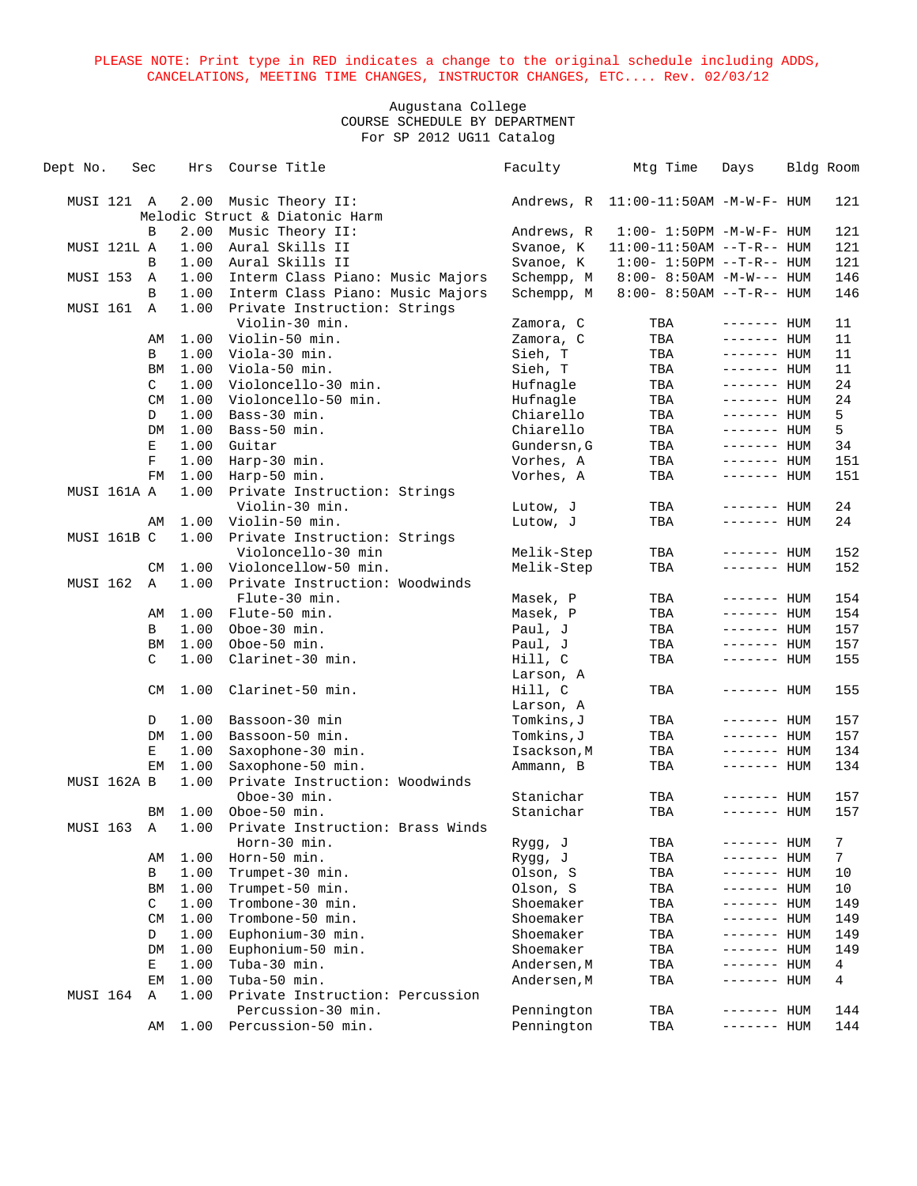PLEASE NOTE: Print type in RED indicates a change to the original schedule including ADDS, CANCELATIONS, MEETING TIME CHANGES, INSTRUCTOR CHANGES, ETC.... Rev. 02/03/12

Augustana College
COURSE SCHEDULE BY DEPARTMENT
For SP 2012 UG11 Catalog

| Dept No. | Sec | Hrs | Course Title | Faculty | Mtg Time | Days | Bldg | Room |
|---|---|---|---|---|---|---|---|---|
| MUSI 121 | A | 2.00 | Music Theory II: Melodic Struct & Diatonic Harm | Andrews, R | 11:00-11:50AM | -M-W-F- | HUM | 121 |
| | B | 2.00 | Music Theory II: | Andrews, R | 1:00- 1:50PM | -M-W-F- | HUM | 121 |
| MUSI 121L | A | 1.00 | Aural Skills II | Svanoe, K | 11:00-11:50AM | --T-R-- | HUM | 121 |
| | B | 1.00 | Aural Skills II | Svanoe, K | 1:00- 1:50PM | --T-R-- | HUM | 121 |
| MUSI 153 | A | 1.00 | Interm Class Piano: Music Majors | Schempp, M | 8:00- 8:50AM | -M-W--- | HUM | 146 |
| | B | 1.00 | Interm Class Piano: Music Majors | Schempp, M | 8:00- 8:50AM | --T-R-- | HUM | 146 |
| MUSI 161 | A | 1.00 | Private Instruction: Strings Violin-30 min. | Zamora, C | TBA | ------- | HUM | 11 |
| | AM | 1.00 | Violin-50 min. | Zamora, C | TBA | ------- | HUM | 11 |
| | B | 1.00 | Viola-30 min. | Sieh, T | TBA | ------- | HUM | 11 |
| | BM | 1.00 | Viola-50 min. | Sieh, T | TBA | ------- | HUM | 11 |
| | C | 1.00 | Violoncello-30 min. | Hufnagle | TBA | ------- | HUM | 24 |
| | CM | 1.00 | Violoncello-50 min. | Hufnagle | TBA | ------- | HUM | 24 |
| | D | 1.00 | Bass-30 min. | Chiarello | TBA | ------- | HUM | 5 |
| | DM | 1.00 | Bass-50 min. | Chiarello | TBA | ------- | HUM | 5 |
| | E | 1.00 | Guitar | Gundersn,G | TBA | ------- | HUM | 34 |
| | F | 1.00 | Harp-30 min. | Vorhes, A | TBA | ------- | HUM | 151 |
| | FM | 1.00 | Harp-50 min. | Vorhes, A | TBA | ------- | HUM | 151 |
| MUSI 161A | A | 1.00 | Private Instruction: Strings Violin-30 min. | Lutow, J | TBA | ------- | HUM | 24 |
| | AM | 1.00 | Violin-50 min. | Lutow, J | TBA | ------- | HUM | 24 |
| MUSI 161B | C | 1.00 | Private Instruction: Strings Violoncello-30 min | Melik-Step | TBA | ------- | HUM | 152 |
| | CM | 1.00 | Violoncellow-50 min. | Melik-Step | TBA | ------- | HUM | 152 |
| MUSI 162 | A | 1.00 | Private Instruction: Woodwinds Flute-30 min. | Masek, P | TBA | ------- | HUM | 154 |
| | AM | 1.00 | Flute-50 min. | Masek, P | TBA | ------- | HUM | 154 |
| | B | 1.00 | Oboe-30 min. | Paul, J | TBA | ------- | HUM | 157 |
| | BM | 1.00 | Oboe-50 min. | Paul, J | TBA | ------- | HUM | 157 |
| | C | 1.00 | Clarinet-30 min. | Hill, C; Larson, A | TBA | ------- | HUM | 155 |
| | CM | 1.00 | Clarinet-50 min. | Hill, C; Larson, A | TBA | ------- | HUM | 155 |
| | D | 1.00 | Bassoon-30 min | Tomkins,J | TBA | ------- | HUM | 157 |
| | DM | 1.00 | Bassoon-50 min. | Tomkins,J | TBA | ------- | HUM | 157 |
| | E | 1.00 | Saxophone-30 min. | Isackson,M | TBA | ------- | HUM | 134 |
| | EM | 1.00 | Saxophone-50 min. | Ammann, B | TBA | ------- | HUM | 134 |
| MUSI 162A | B | 1.00 | Private Instruction: Woodwinds Oboe-30 min. | Stanichar | TBA | ------- | HUM | 157 |
| | BM | 1.00 | Oboe-50 min. | Stanichar | TBA | ------- | HUM | 157 |
| MUSI 163 | A | 1.00 | Private Instruction: Brass Winds Horn-30 min. | Rygg, J | TBA | ------- | HUM | 7 |
| | AM | 1.00 | Horn-50 min. | Rygg, J | TBA | ------- | HUM | 7 |
| | B | 1.00 | Trumpet-30 min. | Olson, S | TBA | ------- | HUM | 10 |
| | BM | 1.00 | Trumpet-50 min. | Olson, S | TBA | ------- | HUM | 10 |
| | C | 1.00 | Trombone-30 min. | Shoemaker | TBA | ------- | HUM | 149 |
| | CM | 1.00 | Trombone-50 min. | Shoemaker | TBA | ------- | HUM | 149 |
| | D | 1.00 | Euphonium-30 min. | Shoemaker | TBA | ------- | HUM | 149 |
| | DM | 1.00 | Euphonium-50 min. | Shoemaker | TBA | ------- | HUM | 149 |
| | E | 1.00 | Tuba-30 min. | Andersen,M | TBA | ------- | HUM | 4 |
| | EM | 1.00 | Tuba-50 min. | Andersen,M | TBA | ------- | HUM | 4 |
| MUSI 164 | A | 1.00 | Private Instruction: Percussion Percussion-30 min. | Pennington | TBA | ------- | HUM | 144 |
| | AM | 1.00 | Percussion-50 min. | Pennington | TBA | ------- | HUM | 144 |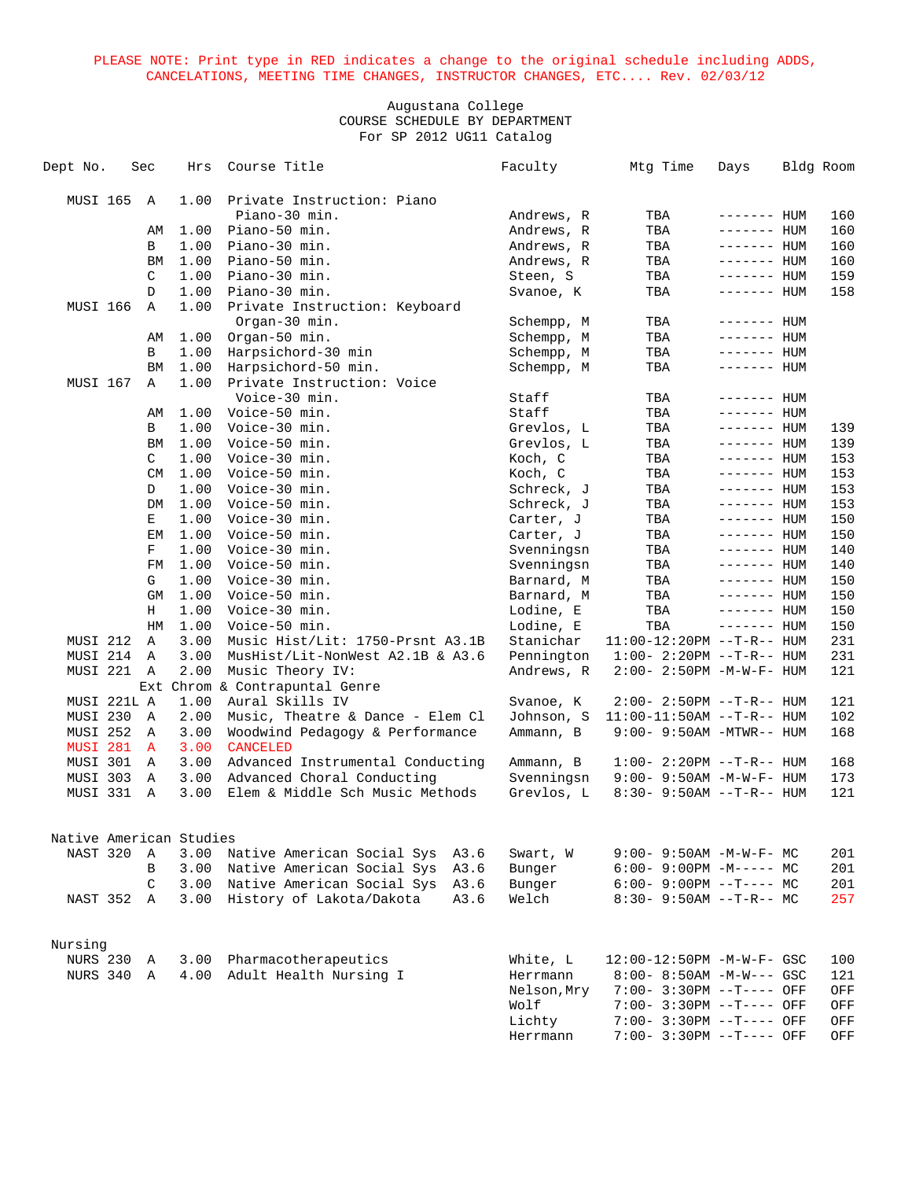PLEASE NOTE: Print type in RED indicates a change to the original schedule including ADDS, CANCELATIONS, MEETING TIME CHANGES, INSTRUCTOR CHANGES, ETC.... Rev. 02/03/12

Augustana College
COURSE SCHEDULE BY DEPARTMENT
For SP 2012 UG11 Catalog

| Dept No. | Sec | Hrs | Course Title | Faculty | Mtg Time | Days | Bldg | Room |
|---|---|---|---|---|---|---|---|---|
| MUSI 165 | A | 1.00 | Private Instruction: Piano | | | | | |
| | | | Piano-30 min. | Andrews, R | TBA | ------- | HUM | 160 |
| | AM | 1.00 | Piano-50 min. | Andrews, R | TBA | ------- | HUM | 160 |
| | B | 1.00 | Piano-30 min. | Andrews, R | TBA | ------- | HUM | 160 |
| | BM | 1.00 | Piano-50 min. | Andrews, R | TBA | ------- | HUM | 160 |
| | C | 1.00 | Piano-30 min. | Steen, S | TBA | ------- | HUM | 159 |
| | D | 1.00 | Piano-30 min. | Svanoe, K | TBA | ------- | HUM | 158 |
| MUSI 166 | A | 1.00 | Private Instruction: Keyboard | | | | | |
| | | | Organ-30 min. | Schempp, M | TBA | ------- | HUM | |
| | AM | 1.00 | Organ-50 min. | Schempp, M | TBA | ------- | HUM | |
| | B | 1.00 | Harpsichord-30 min | Schempp, M | TBA | ------- | HUM | |
| | BM | 1.00 | Harpsichord-50 min. | Schempp, M | TBA | ------- | HUM | |
| MUSI 167 | A | 1.00 | Private Instruction: Voice | | | | | |
| | | | Voice-30 min. | Staff | TBA | ------- | HUM | |
| | AM | 1.00 | Voice-50 min. | Staff | TBA | ------- | HUM | |
| | B | 1.00 | Voice-30 min. | Grevlos, L | TBA | ------- | HUM | 139 |
| | BM | 1.00 | Voice-50 min. | Grevlos, L | TBA | ------- | HUM | 139 |
| | C | 1.00 | Voice-30 min. | Koch, C | TBA | ------- | HUM | 153 |
| | CM | 1.00 | Voice-50 min. | Koch, C | TBA | ------- | HUM | 153 |
| | D | 1.00 | Voice-30 min. | Schreck, J | TBA | ------- | HUM | 153 |
| | DM | 1.00 | Voice-50 min. | Schreck, J | TBA | ------- | HUM | 153 |
| | E | 1.00 | Voice-30 min. | Carter, J | TBA | ------- | HUM | 150 |
| | EM | 1.00 | Voice-50 min. | Carter, J | TBA | ------- | HUM | 150 |
| | F | 1.00 | Voice-30 min. | Svenningsn | TBA | ------- | HUM | 140 |
| | FM | 1.00 | Voice-50 min. | Svenningsn | TBA | ------- | HUM | 140 |
| | G | 1.00 | Voice-30 min. | Barnard, M | TBA | ------- | HUM | 150 |
| | GM | 1.00 | Voice-50 min. | Barnard, M | TBA | ------- | HUM | 150 |
| | H | 1.00 | Voice-30 min. | Lodine, E | TBA | ------- | HUM | 150 |
| | HM | 1.00 | Voice-50 min. | Lodine, E | TBA | ------- | HUM | 150 |
| MUSI 212 | A | 3.00 | Music Hist/Lit: 1750-Prsnt A3.1B | Stanichar | 11:00-12:20PM | --T-R-- | HUM | 231 |
| MUSI 214 | A | 3.00 | MusHist/Lit-NonWest A2.1B & A3.6 | Pennington | 1:00- 2:20PM | --T-R-- | HUM | 231 |
| MUSI 221 | A | 2.00 | Music Theory IV: Ext Chrom & Contrapuntal Genre | Andrews, R | 2:00- 2:50PM | -M-W-F- | HUM | 121 |
| MUSI 221L | A | 1.00 | Aural Skills IV | Svanoe, K | 2:00- 2:50PM | --T-R-- | HUM | 121 |
| MUSI 230 | A | 2.00 | Music, Theatre & Dance - Elem Cl | Johnson, S | 11:00-11:50AM | --T-R-- | HUM | 102 |
| MUSI 252 | A | 3.00 | Woodwind Pedagogy & Performance | Ammann, B | 9:00- 9:50AM | -MTWR-- | HUM | 168 |
| MUSI 281 | A | 3.00 | CANCELED | | | | | |
| MUSI 301 | A | 3.00 | Advanced Instrumental Conducting | Ammann, B | 1:00- 2:20PM | --T-R-- | HUM | 168 |
| MUSI 303 | A | 3.00 | Advanced Choral Conducting | Svenningsn | 9:00- 9:50AM | -M-W-F- | HUM | 173 |
| MUSI 331 | A | 3.00 | Elem & Middle Sch Music Methods | Grevlos, L | 8:30- 9:50AM | --T-R-- | HUM | 121 |

**Native American Studies**

| Dept No. | Sec | Hrs | Course Title | Faculty | Mtg Time | Days | Bldg | Room |
|---|---|---|---|---|---|---|---|---|
| NAST 320 | A | 3.00 | Native American Social Sys A3.6 | Swart, W | 9:00- 9:50AM | -M-W-F- | MC | 201 |
| | B | 3.00 | Native American Social Sys A3.6 | Bunger | 6:00- 9:00PM | -M----- | MC | 201 |
| | C | 3.00 | Native American Social Sys A3.6 | Bunger | 6:00- 9:00PM | --T---- | MC | 201 |
| NAST 352 | A | 3.00 | History of Lakota/Dakota A3.6 | Welch | 8:30- 9:50AM | --T-R-- | MC | 257 |

**Nursing**

| Dept No. | Sec | Hrs | Course Title | Faculty | Mtg Time | Days | Bldg | Room |
|---|---|---|---|---|---|---|---|---|
| NURS 230 | A | 3.00 | Pharmacotherapeutics | White, L | 12:00-12:50PM | -M-W-F- | GSC | 100 |
| NURS 340 | A | 4.00 | Adult Health Nursing I | Herrmann | 8:00- 8:50AM | -M-W--- | GSC | 121 |
| | | | | Nelson,Mry | 7:00- 3:30PM | --T---- | OFF | OFF |
| | | | | Wolf | 7:00- 3:30PM | --T---- | OFF | OFF |
| | | | | Lichty | 7:00- 3:30PM | --T---- | OFF | OFF |
| | | | | Herrmann | 7:00- 3:30PM | --T---- | OFF | OFF |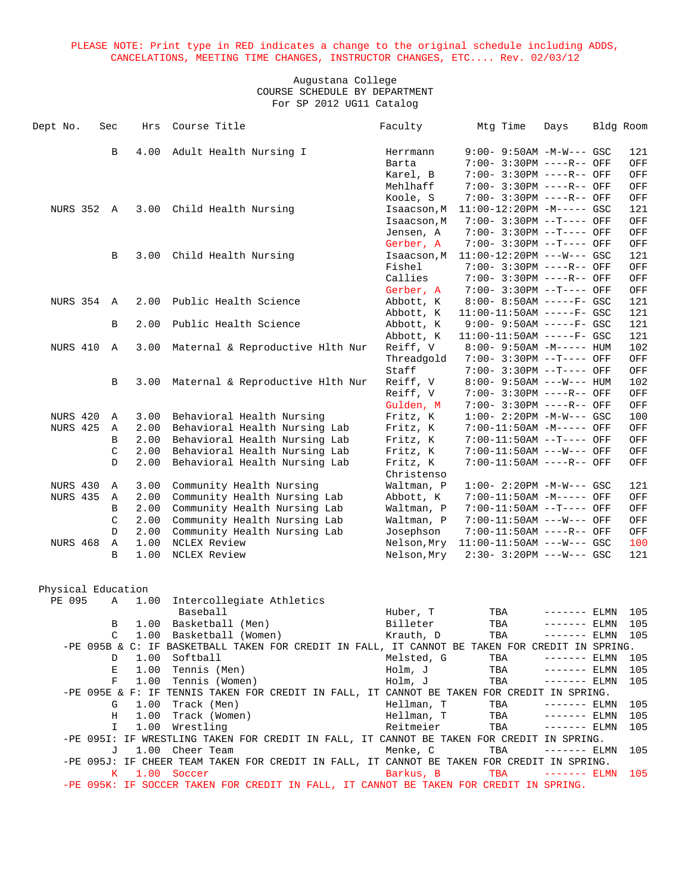PLEASE NOTE: Print type in RED indicates a change to the original schedule including ADDS, CANCELATIONS, MEETING TIME CHANGES, INSTRUCTOR CHANGES, ETC.... Rev. 02/03/12

Augustana College
COURSE SCHEDULE BY DEPARTMENT
For SP 2012 UG11 Catalog

| Dept No. | Sec | Hrs | Course Title | Faculty | Mtg Time | Days | Bldg | Room |
|---|---|---|---|---|---|---|---|---|
| | B | 4.00 | Adult Health Nursing I | Herrmann | 9:00- 9:50AM | -M-W--- | GSC | 121 |
| | | | | Barta | 7:00- 3:30PM | ----R-- | OFF | OFF |
| | | | | Karel, B | 7:00- 3:30PM | ----R-- | OFF | OFF |
| | | | | Mehlhaff | 7:00- 3:30PM | ----R-- | OFF | OFF |
| | | | | Koole, S | 7:00- 3:30PM | ----R-- | OFF | OFF |
| NURS 352 | A | 3.00 | Child Health Nursing | Isaacson,M | 11:00-12:20PM | -M----- | GSC | 121 |
| | | | | Isaacson,M | 7:00- 3:30PM | --T---- | OFF | OFF |
| | | | | Jensen, A | 7:00- 3:30PM | --T---- | OFF | OFF |
| | | | | Gerber, A | 7:00- 3:30PM | --T---- | OFF | OFF |
| | B | 3.00 | Child Health Nursing | Isaacson,M | 11:00-12:20PM | ---W--- | GSC | 121 |
| | | | | Fishel | 7:00- 3:30PM | ----R-- | OFF | OFF |
| | | | | Callies | 7:00- 3:30PM | ----R-- | OFF | OFF |
| | | | | Gerber, A | 7:00- 3:30PM | --T---- | OFF | OFF |
| NURS 354 | A | 2.00 | Public Health Science | Abbott, K | 8:00- 8:50AM | -----F- | GSC | 121 |
| | | | | Abbott, K | 11:00-11:50AM | -----F- | GSC | 121 |
| | B | 2.00 | Public Health Science | Abbott, K | 9:00- 9:50AM | -----F- | GSC | 121 |
| | | | | Abbott, K | 11:00-11:50AM | -----F- | GSC | 121 |
| NURS 410 | A | 3.00 | Maternal & Reproductive Hlth Nur | Reiff, V | 8:00- 9:50AM | -M----- | HUM | 102 |
| | | | | Threadgold | 7:00- 3:30PM | --T---- | OFF | OFF |
| | | | | Staff | 7:00- 3:30PM | --T---- | OFF | OFF |
| | B | 3.00 | Maternal & Reproductive Hlth Nur | Reiff, V | 8:00- 9:50AM | ---W--- | HUM | 102 |
| | | | | Reiff, V | 7:00- 3:30PM | ----R-- | OFF | OFF |
| | | | | Gulden, M | 7:00- 3:30PM | ----R-- | OFF | OFF |
| NURS 420 | A | 3.00 | Behavioral Health Nursing | Fritz, K | 1:00- 2:20PM | -M-W--- | GSC | 100 |
| NURS 425 | A | 2.00 | Behavioral Health Nursing Lab | Fritz, K | 7:00-11:50AM | -M----- | OFF | OFF |
| | B | 2.00 | Behavioral Health Nursing Lab | Fritz, K | 7:00-11:50AM | --T---- | OFF | OFF |
| | C | 2.00 | Behavioral Health Nursing Lab | Fritz, K | 7:00-11:50AM | ---W--- | OFF | OFF |
| | D | 2.00 | Behavioral Health Nursing Lab | Fritz, K | 7:00-11:50AM | ----R-- | OFF | OFF |
| | | | | Christenso | | | | |
| NURS 430 | A | 3.00 | Community Health Nursing | Waltman, P | 1:00- 2:20PM | -M-W--- | GSC | 121 |
| NURS 435 | A | 2.00 | Community Health Nursing Lab | Abbott, K | 7:00-11:50AM | -M----- | OFF | OFF |
| | B | 2.00 | Community Health Nursing Lab | Waltman, P | 7:00-11:50AM | --T---- | OFF | OFF |
| | C | 2.00 | Community Health Nursing Lab | Waltman, P | 7:00-11:50AM | ---W--- | OFF | OFF |
| | D | 2.00 | Community Health Nursing Lab | Josephson | 7:00-11:50AM | ----R-- | OFF | OFF |
| NURS 468 | A | 1.00 | NCLEX Review | Nelson,Mry | 11:00-11:50AM | ---W--- | GSC | 100 |
| | B | 1.00 | NCLEX Review | Nelson,Mry | 2:30- 3:20PM | ---W--- | GSC | 121 |

## Physical Education

| Dept No. | Sec | Hrs | Course Title | Faculty | Mtg Time | Days | Bldg | Room |
|---|---|---|---|---|---|---|---|---|
| PE 095 | A | 1.00 | Intercollegiate Athletics Baseball | Huber, T | TBA | ------- | ELMN | 105 |
| | B | 1.00 | Basketball (Men) | Billeter | TBA | ------- | ELMN | 105 |
| | C | 1.00 | Basketball (Women) | Krauth, D | TBA | ------- | ELMN | 105 |
| -PE 095B & C: IF BASKETBALL TAKEN FOR CREDIT IN FALL, IT CANNOT BE TAKEN FOR CREDIT IN SPRING. | | | | | | | | |
| | D | 1.00 | Softball | Melsted, G | TBA | ------- | ELMN | 105 |
| | E | 1.00 | Tennis (Men) | Holm, J | TBA | ------- | ELMN | 105 |
| | F | 1.00 | Tennis (Women) | Holm, J | TBA | ------- | ELMN | 105 |
| -PE 095E & F: IF TENNIS TAKEN FOR CREDIT IN FALL, IT CANNOT BE TAKEN FOR CREDIT IN SPRING. | | | | | | | | |
| | G | 1.00 | Track (Men) | Hellman, T | TBA | ------- | ELMN | 105 |
| | H | 1.00 | Track (Women) | Hellman, T | TBA | ------- | ELMN | 105 |
| | I | 1.00 | Wrestling | Reitmeier | TBA | ------- | ELMN | 105 |
| -PE 095I: IF WRESTLING TAKEN FOR CREDIT IN FALL, IT CANNOT BE TAKEN FOR CREDIT IN SPRING. | | | | | | | | |
| | J | 1.00 | Cheer Team | Menke, C | TBA | ------- | ELMN | 105 |
| -PE 095J: IF CHEER TEAM TAKEN FOR CREDIT IN FALL, IT CANNOT BE TAKEN FOR CREDIT IN SPRING. | | | | | | | | |
| | K | 1.00 | Soccer | Barkus, B | TBA | ------- | ELMN | 105 |
| -PE 095K: IF SOCCER TAKEN FOR CREDIT IN FALL, IT CANNOT BE TAKEN FOR CREDIT IN SPRING. | | | | | | | | |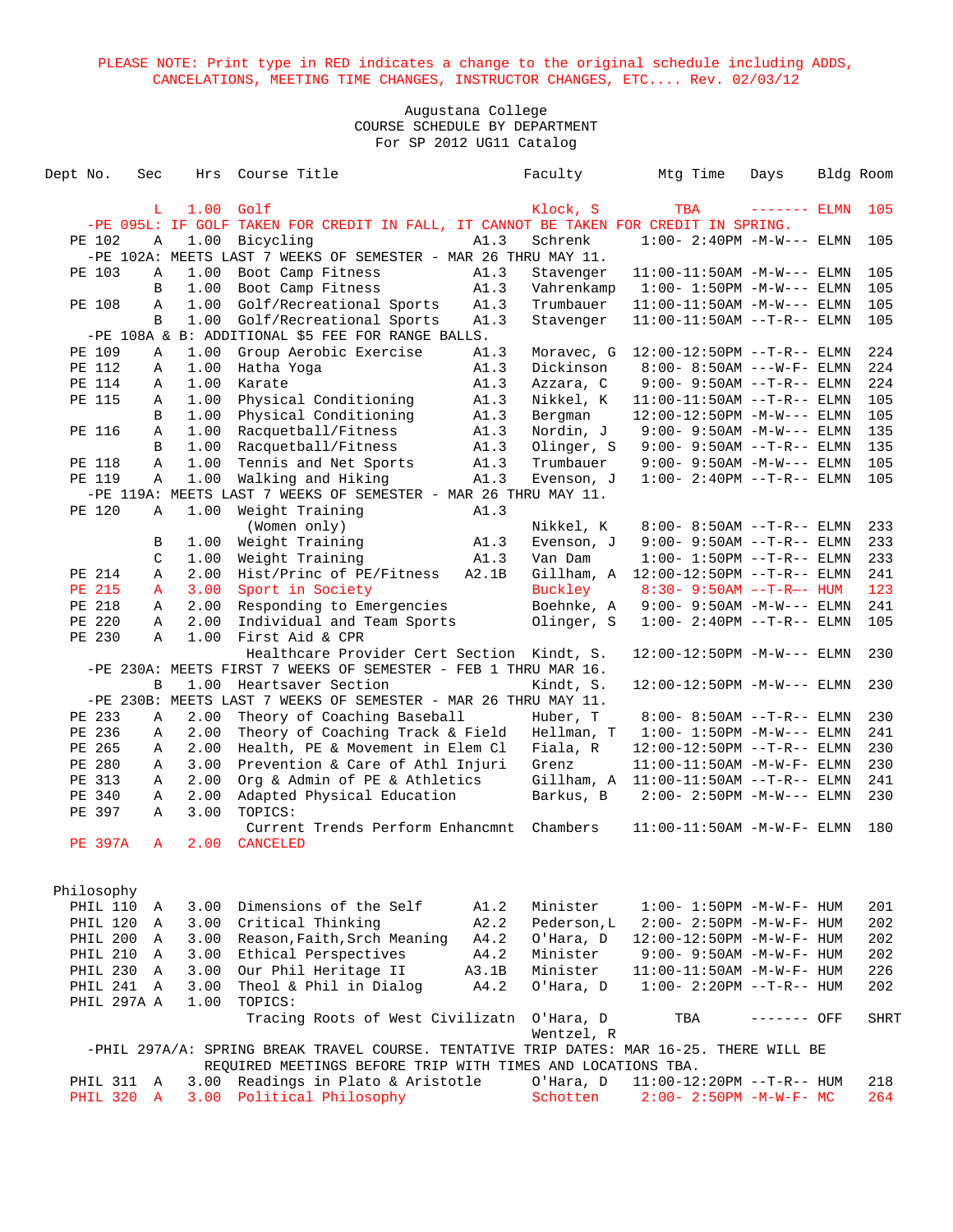PLEASE NOTE: Print type in RED indicates a change to the original schedule including ADDS, CANCELATIONS, MEETING TIME CHANGES, INSTRUCTOR CHANGES, ETC.... Rev. 02/03/12

Augustana College
COURSE SCHEDULE BY DEPARTMENT
For SP 2012 UG11 Catalog

| Dept No. | Sec | Hrs | Course Title | | Faculty | Mtg Time | Days | Bldg | Room |
|---|---|---|---|---|---|---|---|---|---|
| | L | 1.00 | Golf | | Klock, S | TBA | ------- | ELMN | 105 |
| -PE 095L: IF GOLF TAKEN FOR CREDIT IN FALL, IT CANNOT BE TAKEN FOR CREDIT IN SPRING. | | | | | | | | | |
| PE 102 | A | 1.00 | Bicycling | A1.3 | Schrenk | 1:00- 2:40PM | -M-W--- | ELMN | 105 |
| -PE 102A: MEETS LAST 7 WEEKS OF SEMESTER - MAR 26 THRU MAY 11. | | | | | | | | | |
| PE 103 | A | 1.00 | Boot Camp Fitness | A1.3 | Stavenger | 11:00-11:50AM | -M-W--- | ELMN | 105 |
| | B | 1.00 | Boot Camp Fitness | A1.3 | Vahrenkamp | 1:00- 1:50PM | -M-W--- | ELMN | 105 |
| PE 108 | A | 1.00 | Golf/Recreational Sports | A1.3 | Trumbauer | 11:00-11:50AM | -M-W--- | ELMN | 105 |
| | B | 1.00 | Golf/Recreational Sports | A1.3 | Stavenger | 11:00-11:50AM | --T-R-- | ELMN | 105 |
| -PE 108A & B: ADDITIONAL $5 FEE FOR RANGE BALLS. | | | | | | | | | |
| PE 109 | A | 1.00 | Group Aerobic Exercise | A1.3 | Moravec, G | 12:00-12:50PM | --T-R-- | ELMN | 224 |
| PE 112 | A | 1.00 | Hatha Yoga | A1.3 | Dickinson | 8:00- 8:50AM | ---W-F- | ELMN | 224 |
| PE 114 | A | 1.00 | Karate | A1.3 | Azzara, C | 9:00- 9:50AM | --T-R-- | ELMN | 224 |
| PE 115 | A | 1.00 | Physical Conditioning | A1.3 | Nikkel, K | 11:00-11:50AM | --T-R-- | ELMN | 105 |
| | B | 1.00 | Physical Conditioning | A1.3 | Bergman | 12:00-12:50PM | -M-W--- | ELMN | 105 |
| PE 116 | A | 1.00 | Racquetball/Fitness | A1.3 | Nordin, J | 9:00- 9:50AM | -M-W--- | ELMN | 135 |
| | B | 1.00 | Racquetball/Fitness | A1.3 | Olinger, S | 9:00- 9:50AM | --T-R-- | ELMN | 135 |
| PE 118 | A | 1.00 | Tennis and Net Sports | A1.3 | Trumbauer | 9:00- 9:50AM | -M-W--- | ELMN | 105 |
| PE 119 | A | 1.00 | Walking and Hiking | A1.3 | Evenson, J | 1:00- 2:40PM | --T-R-- | ELMN | 105 |
| -PE 119A: MEETS LAST 7 WEEKS OF SEMESTER - MAR 26 THRU MAY 11. | | | | | | | | | |
| PE 120 | A | 1.00 | Weight Training (Women only) | A1.3 | Nikkel, K | 8:00- 8:50AM | --T-R-- | ELMN | 233 |
| | B | 1.00 | Weight Training | A1.3 | Evenson, J | 9:00- 9:50AM | --T-R-- | ELMN | 233 |
| | C | 1.00 | Weight Training | A1.3 | Van Dam | 1:00- 1:50PM | --T-R-- | ELMN | 233 |
| PE 214 | A | 2.00 | Hist/Princ of PE/Fitness | A2.1B | Gillham, A | 12:00-12:50PM | --T-R-- | ELMN | 241 |
| PE 215 | A | 3.00 | Sport in Society | | Buckley | 8:30- 9:50AM | --T-R-- | HUM | 123 |
| PE 218 | A | 2.00 | Responding to Emergencies | | Boehnke, A | 9:00- 9:50AM | -M-W--- | ELMN | 241 |
| PE 220 | A | 2.00 | Individual and Team Sports | | Olinger, S | 1:00- 2:40PM | --T-R-- | ELMN | 105 |
| PE 230 | A | 1.00 | First Aid & CPR: Healthcare Provider Cert Section | | Kindt, S. | 12:00-12:50PM | -M-W--- | ELMN | 230 |
| -PE 230A: MEETS FIRST 7 WEEKS OF SEMESTER - FEB 1 THRU MAR 16. | | | | | | | | | |
| | B | 1.00 | Heartsaver Section | | Kindt, S. | 12:00-12:50PM | -M-W--- | ELMN | 230 |
| -PE 230B: MEETS LAST 7 WEEKS OF SEMESTER - MAR 26 THRU MAY 11. | | | | | | | | | |
| PE 233 | A | 2.00 | Theory of Coaching Baseball | | Huber, T | 8:00- 8:50AM | --T-R-- | ELMN | 230 |
| PE 236 | A | 2.00 | Theory of Coaching Track & Field | | Hellman, T | 1:00- 1:50PM | -M-W--- | ELMN | 241 |
| PE 265 | A | 2.00 | Health, PE & Movement in Elem Cl | | Fiala, R | 12:00-12:50PM | --T-R-- | ELMN | 230 |
| PE 280 | A | 3.00 | Prevention & Care of Athl Injuri | | Grenz | 11:00-11:50AM | -M-W-F- | ELMN | 230 |
| PE 313 | A | 2.00 | Org & Admin of PE & Athletics | | Gillham, A | 11:00-11:50AM | --T-R-- | ELMN | 241 |
| PE 340 | A | 2.00 | Adapted Physical Education | | Barkus, B | 2:00- 2:50PM | -M-W--- | ELMN | 230 |
| PE 397 | A | 3.00 | TOPICS: Current Trends Perform Enhancmnt | | Chambers | 11:00-11:50AM | -M-W-F- | ELMN | 180 |
| PE 397A | A | 2.00 | CANCELED | | | | | | |

## Philosophy

| Dept No. | Sec | Hrs | Course Title | | Faculty | Mtg Time | Days | Bldg | Room |
|---|---|---|---|---|---|---|---|---|---|
| PHIL 110 | A | 3.00 | Dimensions of the Self | A1.2 | Minister | 1:00- 1:50PM | -M-W-F- | HUM | 201 |
| PHIL 120 | A | 3.00 | Critical Thinking | A2.2 | Pederson,L | 2:00- 2:50PM | -M-W-F- | HUM | 202 |
| PHIL 200 | A | 3.00 | Reason,Faith,Srch Meaning | A4.2 | O'Hara, D | 12:00-12:50PM | -M-W-F- | HUM | 202 |
| PHIL 210 | A | 3.00 | Ethical Perspectives | A4.2 | Minister | 9:00- 9:50AM | -M-W-F- | HUM | 202 |
| PHIL 230 | A | 3.00 | Our Phil Heritage II | A3.1B | Minister | 11:00-11:50AM | -M-W-F- | HUM | 226 |
| PHIL 241 | A | 3.00 | Theol & Phil in Dialog | A4.2 | O'Hara, D | 1:00- 2:20PM | --T-R-- | HUM | 202 |
| PHIL 297A | A | 1.00 | TOPICS: Tracing Roots of West Civilizatn | | O'Hara, D; Wentzel, R | TBA | ------- | OFF | SHRT |
| -PHIL 297A/A: SPRING BREAK TRAVEL COURSE. TENTATIVE TRIP DATES: MAR 16-25. THERE WILL BE REQUIRED MEETINGS BEFORE TRIP WITH TIMES AND LOCATIONS TBA. | | | | | | | | | |
| PHIL 311 | A | 3.00 | Readings in Plato & Aristotle | | O'Hara, D | 11:00-12:20PM | --T-R-- | HUM | 218 |
| PHIL 320 | A | 3.00 | Political Philosophy | | Schotten | 2:00- 2:50PM | -M-W-F- | MC | 264 |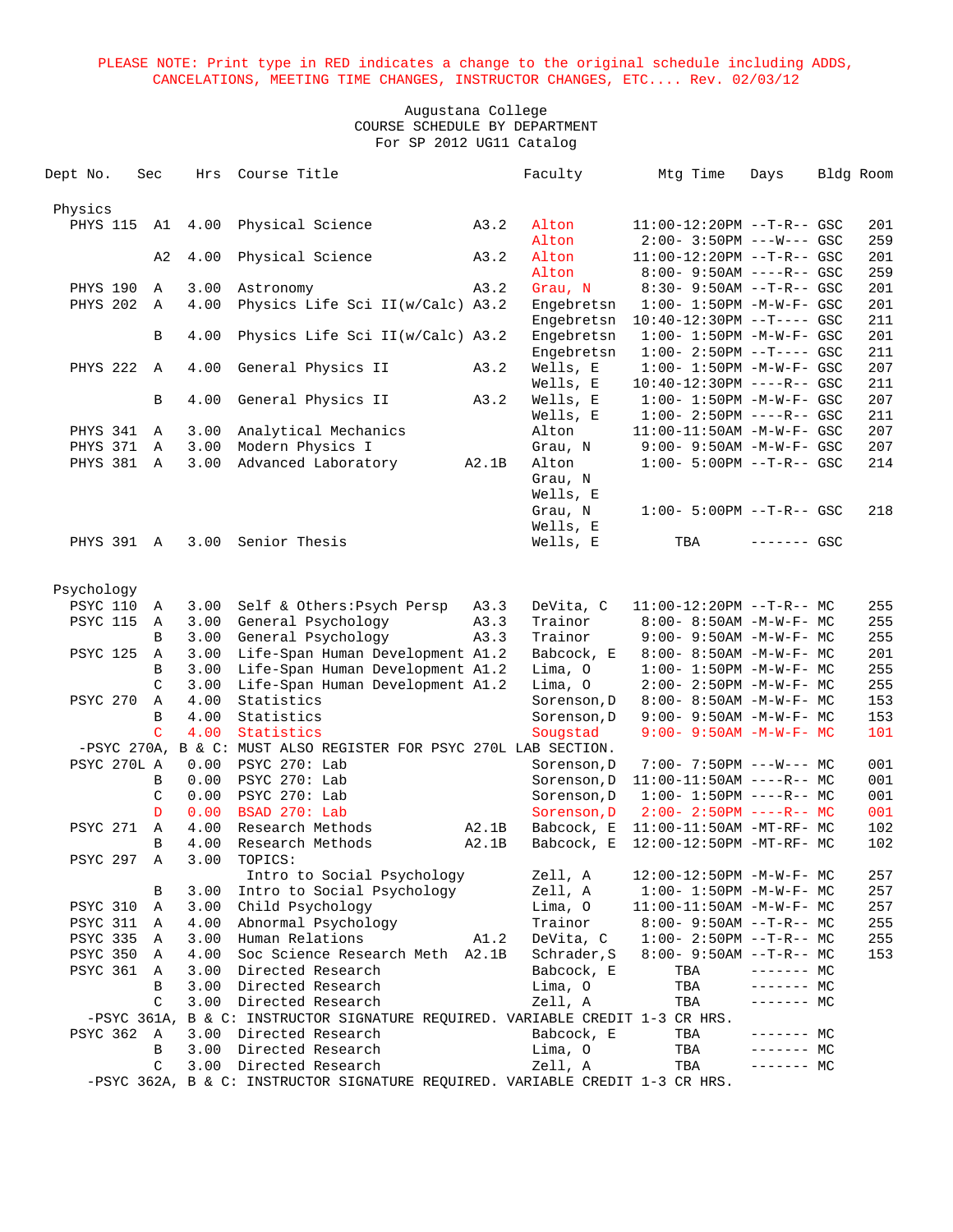PLEASE NOTE: Print type in RED indicates a change to the original schedule including ADDS, CANCELATIONS, MEETING TIME CHANGES, INSTRUCTOR CHANGES, ETC.... Rev. 02/03/12

Augustana College
COURSE SCHEDULE BY DEPARTMENT
For SP 2012 UG11 Catalog

| Dept No. | Sec | Hrs | Course Title | | Faculty | Mtg Time | Days | Bldg | Room |
|---|---|---|---|---|---|---|---|---|---|
| **Physics** | | | | | | | | | |
| PHYS 115 | A1 | 4.00 | Physical Science | A3.2 | Alton | 11:00-12:20PM | --T-R-- | GSC | 201 |
| | | | | | Alton | 2:00- 3:50PM | ---W--- | GSC | 259 |
| | A2 | 4.00 | Physical Science | A3.2 | Alton | 11:00-12:20PM | --T-R-- | GSC | 201 |
| | | | | | Alton | 8:00- 9:50AM | ----R-- | GSC | 259 |
| PHYS 190 | A | 3.00 | Astronomy | A3.2 | Grau, N | 8:30- 9:50AM | --T-R-- | GSC | 201 |
| PHYS 202 | A | 4.00 | Physics Life Sci II(w/Calc) | A3.2 | Engebretsn | 1:00- 1:50PM | -M-W-F- | GSC | 201 |
| | | | | | Engebretsn | 10:40-12:30PM | --T---- | GSC | 211 |
| | B | 4.00 | Physics Life Sci II(w/Calc) | A3.2 | Engebretsn | 1:00- 1:50PM | -M-W-F- | GSC | 201 |
| | | | | | Engebretsn | 1:00- 2:50PM | --T---- | GSC | 211 |
| PHYS 222 | A | 4.00 | General Physics II | A3.2 | Wells, E | 1:00- 1:50PM | -M-W-F- | GSC | 207 |
| | | | | | Wells, E | 10:40-12:30PM | ----R-- | GSC | 211 |
| | B | 4.00 | General Physics II | A3.2 | Wells, E | 1:00- 1:50PM | -M-W-F- | GSC | 207 |
| | | | | | Wells, E | 1:00- 2:50PM | ----R-- | GSC | 211 |
| PHYS 341 | A | 3.00 | Analytical Mechanics | | Alton | 11:00-11:50AM | -M-W-F- | GSC | 207 |
| PHYS 371 | A | 3.00 | Modern Physics I | | Grau, N | 9:00- 9:50AM | -M-W-F- | GSC | 207 |
| PHYS 381 | A | 3.00 | Advanced Laboratory | A2.1B | Alton | 1:00- 5:00PM | --T-R-- | GSC | 214 |
| | | | | | Grau, N | | | | |
| | | | | | Wells, E | | | | |
| | | | | | Grau, N | 1:00- 5:00PM | --T-R-- | GSC | 218 |
| | | | | | Wells, E | | | | |
| PHYS 391 | A | 3.00 | Senior Thesis | | Wells, E | TBA | ------- | GSC | |
| **Psychology** | | | | | | | | | |
| PSYC 110 | A | 3.00 | Self & Others:Psych Persp | A3.3 | DeVita, C | 11:00-12:20PM | --T-R-- | MC | 255 |
| PSYC 115 | A | 3.00 | General Psychology | A3.3 | Trainor | 8:00- 8:50AM | -M-W-F- | MC | 255 |
| | B | 3.00 | General Psychology | A3.3 | Trainor | 9:00- 9:50AM | -M-W-F- | MC | 255 |
| PSYC 125 | A | 3.00 | Life-Span Human Development | A1.2 | Babcock, E | 8:00- 8:50AM | -M-W-F- | MC | 201 |
| | B | 3.00 | Life-Span Human Development | A1.2 | Lima, O | 1:00- 1:50PM | -M-W-F- | MC | 255 |
| | C | 3.00 | Life-Span Human Development | A1.2 | Lima, O | 2:00- 2:50PM | -M-W-F- | MC | 255 |
| PSYC 270 | A | 4.00 | Statistics | | Sorenson,D | 8:00- 8:50AM | -M-W-F- | MC | 153 |
| | B | 4.00 | Statistics | | Sorenson,D | 9:00- 9:50AM | -M-W-F- | MC | 153 |
| | C | 4.00 | Statistics | | Sougstad | 9:00- 9:50AM | -M-W-F- | MC | 101 |
| -PSYC 270A, B & C: MUST ALSO REGISTER FOR PSYC 270L LAB SECTION. | | | | | | | | | |
| PSYC 270L | A | 0.00 | PSYC 270: Lab | | Sorenson,D | 7:00- 7:50PM | ---W--- | MC | 001 |
| | B | 0.00 | PSYC 270: Lab | | Sorenson,D | 11:00-11:50AM | ----R-- | MC | 001 |
| | C | 0.00 | PSYC 270: Lab | | Sorenson,D | 1:00- 1:50PM | ----R-- | MC | 001 |
| | D | 0.00 | BSAD 270: Lab | | Sorenson,D | 2:00- 2:50PM | ----R-- | MC | 001 |
| PSYC 271 | A | 4.00 | Research Methods | A2.1B | Babcock, E | 11:00-11:50AM | -MT-RF- | MC | 102 |
| | B | 4.00 | Research Methods | A2.1B | Babcock, E | 12:00-12:50PM | -MT-RF- | MC | 102 |
| PSYC 297 | A | 3.00 | TOPICS: | | | | | | |
| | | | Intro to Social Psychology | | Zell, A | 12:00-12:50PM | -M-W-F- | MC | 257 |
| | B | 3.00 | Intro to Social Psychology | | Zell, A | 1:00- 1:50PM | -M-W-F- | MC | 257 |
| PSYC 310 | A | 3.00 | Child Psychology | | Lima, O | 11:00-11:50AM | -M-W-F- | MC | 257 |
| PSYC 311 | A | 4.00 | Abnormal Psychology | | Trainor | 8:00- 9:50AM | --T-R-- | MC | 255 |
| PSYC 335 | A | 3.00 | Human Relations | A1.2 | DeVita, C | 1:00- 2:50PM | --T-R-- | MC | 255 |
| PSYC 350 | A | 4.00 | Soc Science Research Meth | A2.1B | Schrader,S | 8:00- 9:50AM | --T-R-- | MC | 153 |
| PSYC 361 | A | 3.00 | Directed Research | | Babcock, E | TBA | ------- | MC | |
| | B | 3.00 | Directed Research | | Lima, O | TBA | ------- | MC | |
| | C | 3.00 | Directed Research | | Zell, A | TBA | ------- | MC | |
| -PSYC 361A, B & C: INSTRUCTOR SIGNATURE REQUIRED. VARIABLE CREDIT 1-3 CR HRS. | | | | | | | | | |
| PSYC 362 | A | 3.00 | Directed Research | | Babcock, E | TBA | ------- | MC | |
| | B | 3.00 | Directed Research | | Lima, O | TBA | ------- | MC | |
| | C | 3.00 | Directed Research | | Zell, A | TBA | ------- | MC | |
| -PSYC 362A, B & C: INSTRUCTOR SIGNATURE REQUIRED. VARIABLE CREDIT 1-3 CR HRS. | | | | | | | | | |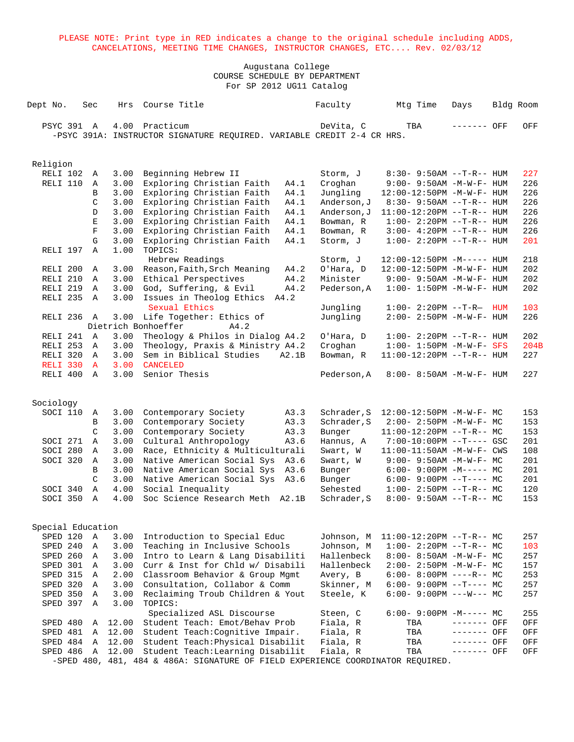PLEASE NOTE: Print type in RED indicates a change to the original schedule including ADDS, CANCELATIONS, MEETING TIME CHANGES, INSTRUCTOR CHANGES, ETC.... Rev. 02/03/12

Augustana College
COURSE SCHEDULE BY DEPARTMENT
For SP 2012 UG11 Catalog

| Dept No. | Sec | Hrs | Course Title | | Faculty | Mtg Time | Days | Bldg | Room |
|---|---|---|---|---|---|---|---|---|---|
| PSYC 391 | A | 4.00 | Practicum | | DeVita, C | TBA | ------- | OFF | OFF |
| -PSYC 391A: INSTRUCTOR SIGNATURE REQUIRED. VARIABLE CREDIT 2-4 CR HRS. | | | | | | | | | |
| **Religion** | | | | | | | | | |
| RELI 102 | A | 3.00 | Beginning Hebrew II | | Storm, J | 8:30- 9:50AM | --T-R-- | HUM | 227 |
| RELI 110 | A | 3.00 | Exploring Christian Faith | A4.1 | Croghan | 9:00- 9:50AM | -M-W-F- | HUM | 226 |
| | B | 3.00 | Exploring Christian Faith | A4.1 | Jungling | 12:00-12:50PM | -M-W-F- | HUM | 226 |
| | C | 3.00 | Exploring Christian Faith | A4.1 | Anderson,J | 8:30- 9:50AM | --T-R-- | HUM | 226 |
| | D | 3.00 | Exploring Christian Faith | A4.1 | Anderson,J | 11:00-12:20PM | --T-R-- | HUM | 226 |
| | E | 3.00 | Exploring Christian Faith | A4.1 | Bowman, R | 1:00- 2:20PM | --T-R-- | HUM | 226 |
| | F | 3.00 | Exploring Christian Faith | A4.1 | Bowman, R | 3:00- 4:20PM | --T-R-- | HUM | 226 |
| | G | 3.00 | Exploring Christian Faith | A4.1 | Storm, J | 1:00- 2:20PM | --T-R-- | HUM | 201 |
| RELI 197 | A | 1.00 | TOPICS: Hebrew Readings | | Storm, J | 12:00-12:50PM | -M----- | HUM | 218 |
| RELI 200 | A | 3.00 | Reason,Faith,Srch Meaning | A4.2 | O'Hara, D | 12:00-12:50PM | -M-W-F- | HUM | 202 |
| RELI 210 | A | 3.00 | Ethical Perspectives | A4.2 | Minister | 9:00- 9:50AM | -M-W-F- | HUM | 202 |
| RELI 219 | A | 3.00 | God, Suffering, & Evil | A4.2 | Pederson,A | 1:00- 1:50PM | -M-W-F- | HUM | 202 |
| RELI 235 | A | 3.00 | Issues in Theolog Ethics: Sexual Ethics | A4.2 | Jungling | 1:00- 2:20PM | --T-R— | HUM | 103 |
| RELI 236 | A | 3.00 | Life Together: Ethics of Dietrich Bonhoeffer | A4.2 | Jungling | 2:00- 2:50PM | -M-W-F- | HUM | 226 |
| RELI 241 | A | 3.00 | Theology & Philos in Dialog | A4.2 | O'Hara, D | 1:00- 2:20PM | --T-R-- | HUM | 202 |
| RELI 253 | A | 3.00 | Theology, Praxis & Ministry | A4.2 | Croghan | 1:00- 1:50PM | -M-W-F- | SFS | 204B |
| RELI 320 | A | 3.00 | Sem in Biblical Studies | A2.1B | Bowman, R | 11:00-12:20PM | --T-R-- | HUM | 227 |
| RELI 330 | A | 3.00 | CANCELED | | | | | | |
| RELI 400 | A | 3.00 | Senior Thesis | | Pederson,A | 8:00- 8:50AM | -M-W-F- | HUM | 227 |
| **Sociology** | | | | | | | | | |
| SOCI 110 | A | 3.00 | Contemporary Society | A3.3 | Schrader,S | 12:00-12:50PM | -M-W-F- | MC | 153 |
| | B | 3.00 | Contemporary Society | A3.3 | Schrader,S | 2:00- 2:50PM | -M-W-F- | MC | 153 |
| | C | 3.00 | Contemporary Society | A3.3 | Bunger | 11:00-12:20PM | --T-R-- | MC | 153 |
| SOCI 271 | A | 3.00 | Cultural Anthropology | A3.6 | Hannus, A | 7:00-10:00PM | --T---- | GSC | 201 |
| SOCI 280 | A | 3.00 | Race, Ethnicity & Multiculturali | | Swart, W | 11:00-11:50AM | -M-W-F- | CWS | 108 |
| SOCI 320 | A | 3.00 | Native American Social Sys | A3.6 | Swart, W | 9:00- 9:50AM | -M-W-F- | MC | 201 |
| | B | 3.00 | Native American Social Sys | A3.6 | Bunger | 6:00- 9:00PM | -M----- | MC | 201 |
| | C | 3.00 | Native American Social Sys | A3.6 | Bunger | 6:00- 9:00PM | --T---- | MC | 201 |
| SOCI 340 | A | 4.00 | Social Inequality | | Sehested | 1:00- 2:50PM | --T-R-- | MC | 120 |
| SOCI 350 | A | 4.00 | Soc Science Research Meth | A2.1B | Schrader,S | 8:00- 9:50AM | --T-R-- | MC | 153 |
| **Special Education** | | | | | | | | | |
| SPED 120 | A | 3.00 | Introduction to Special Educ | | Johnson, M | 11:00-12:20PM | --T-R-- | MC | 257 |
| SPED 240 | A | 3.00 | Teaching in Inclusive Schools | | Johnson, M | 1:00- 2:20PM | --T-R-- | MC | 103 |
| SPED 260 | A | 3.00 | Intro to Learn & Lang Disabiliti | | Hallenbeck | 8:00- 8:50AM | -M-W-F- | MC | 257 |
| SPED 301 | A | 3.00 | Curr & Inst for Chld w/ Disabili | | Hallenbeck | 2:00- 2:50PM | -M-W-F- | MC | 157 |
| SPED 315 | A | 2.00 | Classroom Behavior & Group Mgmt | | Avery, B | 6:00- 8:00PM | ----R-- | MC | 253 |
| SPED 320 | A | 3.00 | Consultation, Collabor & Comm | | Skinner, M | 6:00- 9:00PM | --T---- | MC | 257 |
| SPED 350 | A | 3.00 | Reclaiming Troub Children & Yout | | Steele, K | 6:00- 9:00PM | ---W--- | MC | 257 |
| SPED 397 | A | 3.00 | TOPICS: Specialized ASL Discourse | | Steen, C | 6:00- 9:00PM | -M----- | MC | 255 |
| SPED 480 | A | 12.00 | Student Teach: Emot/Behav Prob | | Fiala, R | TBA | ------- | OFF | OFF |
| SPED 481 | A | 12.00 | Student Teach:Cognitive Impair. | | Fiala, R | TBA | ------- | OFF | OFF |
| SPED 484 | A | 12.00 | Student Teach:Physical Disabilit | | Fiala, R | TBA | ------- | OFF | OFF |
| SPED 486 | A | 12.00 | Student Teach:Learning Disabilit | | Fiala, R | TBA | ------- | OFF | OFF |
| -SPED 480, 481, 484 & 486A: SIGNATURE OF FIELD EXPERIENCE COORDINATOR REQUIRED. | | | | | | | | | |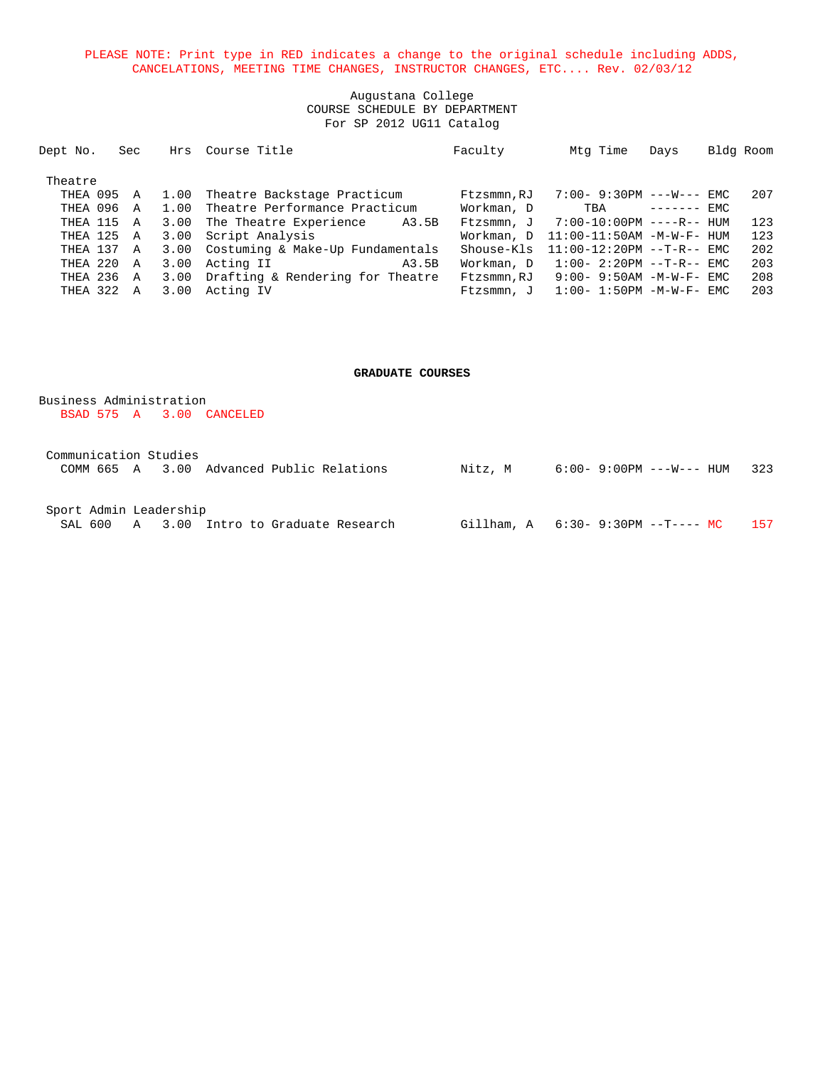PLEASE NOTE: Print type in RED indicates a change to the original schedule including ADDS, CANCELATIONS, MEETING TIME CHANGES, INSTRUCTOR CHANGES, ETC.... Rev. 02/03/12

Augustana College
COURSE SCHEDULE BY DEPARTMENT
For SP 2012 UG11 Catalog

| Dept No. | Sec | Hrs | Course Title | | Faculty | Mtg Time | Days | Bldg | Room |
|---|---|---|---|---|---|---|---|---|---|
| **Theatre** | | | | | | | | | |
| THEA 095 | A | 1.00 | Theatre Backstage Practicum | | Ftzsmmn,RJ | 7:00- 9:30PM | ---W--- | EMC | 207 |
| THEA 096 | A | 1.00 | Theatre Performance Practicum | | Workman, D | TBA | ------- | EMC | |
| THEA 115 | A | 3.00 | The Theatre Experience | A3.5B | Ftzsmmn, J | 7:00-10:00PM | ----R-- | HUM | 123 |
| THEA 125 | A | 3.00 | Script Analysis | | Workman, D | 11:00-11:50AM | -M-W-F- | HUM | 123 |
| THEA 137 | A | 3.00 | Costuming & Make-Up Fundamentals | | Shouse-Kls | 11:00-12:20PM | --T-R-- | EMC | 202 |
| THEA 220 | A | 3.00 | Acting II | A3.5B | Workman, D | 1:00- 2:20PM | --T-R-- | EMC | 203 |
| THEA 236 | A | 3.00 | Drafting & Rendering for Theatre | | Ftzsmmn,RJ | 9:00- 9:50AM | -M-W-F- | EMC | 208 |
| THEA 322 | A | 3.00 | Acting IV | | Ftzsmmn, J | 1:00- 1:50PM | -M-W-F- | EMC | 203 |

**GRADUATE COURSES**

| Dept No. | Sec | Hrs | Course Title | Faculty | Mtg Time | Days | Bldg | Room |
|---|---|---|---|---|---|---|---|---|
| **Business Administration** | | | | | | | | |
| BSAD 575 | A | 3.00 | CANCELED | | | | | |
| **Communication Studies** | | | | | | | | |
| COMM 665 | A | 3.00 | Advanced Public Relations | Nitz, M | 6:00- 9:00PM | ---W--- | HUM | 323 |
| **Sport Admin Leadership** | | | | | | | | |
| SAL 600 | A | 3.00 | Intro to Graduate Research | Gillham, A | 6:30- 9:30PM | --T---- | MC | 157 |